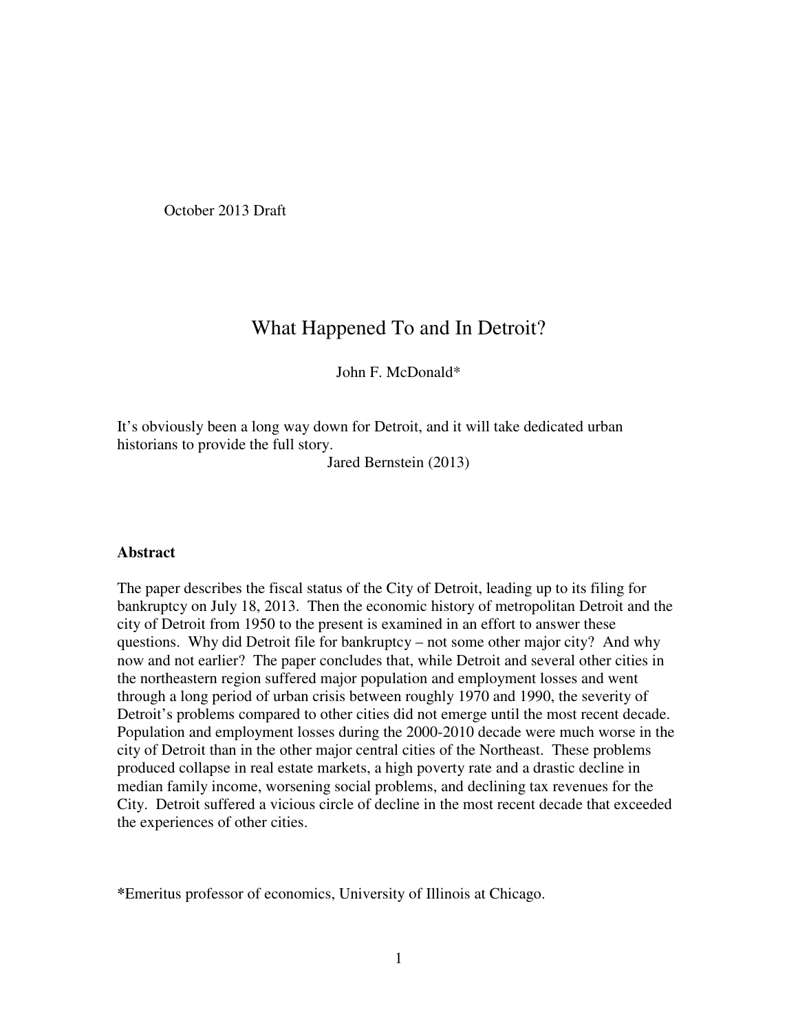October 2013 Draft

# What Happened To and In Detroit?

John F. McDonald*

It's obviously been a long way down for Detroit, and it will take dedicated urban historians to provide the full story.

Jared Bernstein (2013)

**Abstract**

The paper describes the fiscal status of the City of Detroit, leading up to its filing for bankruptcy on July 18, 2013. Then the economic history of metropolitan Detroit and the city of Detroit from 1950 to the present is examined in an effort to answer these questions. Why did Detroit file for bankruptcy – not some other major city? And why now and not earlier? The paper concludes that, while Detroit and several other cities in the northeastern region suffered major population and employment losses and went through a long period of urban crisis between roughly 1970 and 1990, the severity of Detroit's problems compared to other cities did not emerge until the most recent decade. Population and employment losses during the 2000-2010 decade were much worse in the city of Detroit than in the other major central cities of the Northeast. These problems produced collapse in real estate markets, a high poverty rate and a drastic decline in median family income, worsening social problems, and declining tax revenues for the City. Detroit suffered a vicious circle of decline in the most recent decade that exceeded the experiences of other cities.

**\***Emeritus professor of economics, University of Illinois at Chicago.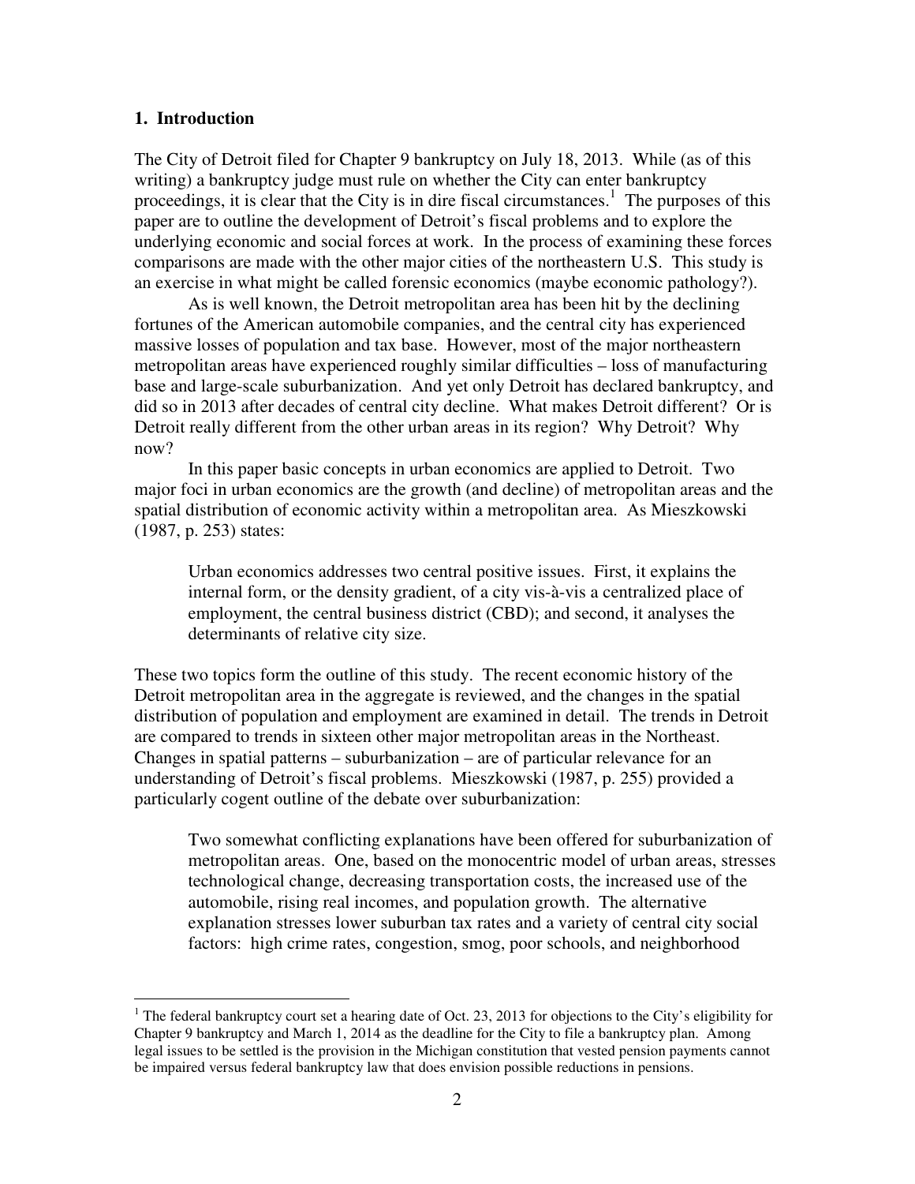## 1. Introduction

The City of Detroit filed for Chapter 9 bankruptcy on July 18, 2013. While (as of this writing) a bankruptcy judge must rule on whether the City can enter bankruptcy proceedings, it is clear that the City is in dire fiscal circumstances.[1] The purposes of this paper are to outline the development of Detroit's fiscal problems and to explore the underlying economic and social forces at work. In the process of examining these forces comparisons are made with the other major cities of the northeastern U.S. This study is an exercise in what might be called forensic economics (maybe economic pathology?).

As is well known, the Detroit metropolitan area has been hit by the declining fortunes of the American automobile companies, and the central city has experienced massive losses of population and tax base. However, most of the major northeastern metropolitan areas have experienced roughly similar difficulties – loss of manufacturing base and large-scale suburbanization. And yet only Detroit has declared bankruptcy, and did so in 2013 after decades of central city decline. What makes Detroit different? Or is Detroit really different from the other urban areas in its region? Why Detroit? Why now?

In this paper basic concepts in urban economics are applied to Detroit. Two major foci in urban economics are the growth (and decline) of metropolitan areas and the spatial distribution of economic activity within a metropolitan area. As Mieszkowski (1987, p. 253) states:

> Urban economics addresses two central positive issues. First, it explains the internal form, or the density gradient, of a city vis-à-vis a centralized place of employment, the central business district (CBD); and second, it analyses the determinants of relative city size.

These two topics form the outline of this study. The recent economic history of the Detroit metropolitan area in the aggregate is reviewed, and the changes in the spatial distribution of population and employment are examined in detail. The trends in Detroit are compared to trends in sixteen other major metropolitan areas in the Northeast. Changes in spatial patterns – suburbanization – are of particular relevance for an understanding of Detroit's fiscal problems. Mieszkowski (1987, p. 255) provided a particularly cogent outline of the debate over suburbanization:

> Two somewhat conflicting explanations have been offered for suburbanization of metropolitan areas. One, based on the monocentric model of urban areas, stresses technological change, decreasing transportation costs, the increased use of the automobile, rising real incomes, and population growth. The alternative explanation stresses lower suburban tax rates and a variety of central city social factors: high crime rates, congestion, smog, poor schools, and neighborhood

---

[1] The federal bankruptcy court set a hearing date of Oct. 23, 2013 for objections to the City's eligibility for Chapter 9 bankruptcy and March 1, 2014 as the deadline for the City to file a bankruptcy plan. Among legal issues to be settled is the provision in the Michigan constitution that vested pension payments cannot be impaired versus federal bankruptcy law that does envision possible reductions in pensions.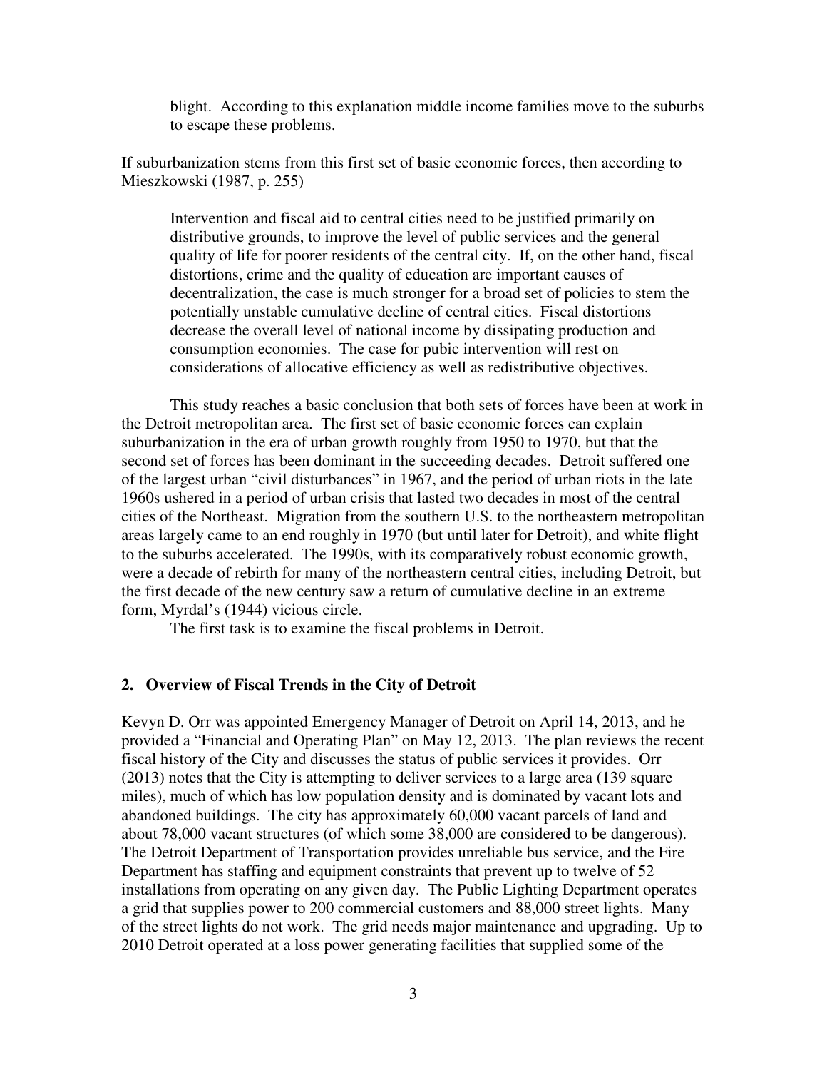blight. According to this explanation middle income families move to the suburbs to escape these problems.

If suburbanization stems from this first set of basic economic forces, then according to Mieszkowski (1987, p. 255)

> Intervention and fiscal aid to central cities need to be justified primarily on distributive grounds, to improve the level of public services and the general quality of life for poorer residents of the central city. If, on the other hand, fiscal distortions, crime and the quality of education are important causes of decentralization, the case is much stronger for a broad set of policies to stem the potentially unstable cumulative decline of central cities. Fiscal distortions decrease the overall level of national income by dissipating production and consumption economies. The case for pubic intervention will rest on considerations of allocative efficiency as well as redistributive objectives.

This study reaches a basic conclusion that both sets of forces have been at work in the Detroit metropolitan area. The first set of basic economic forces can explain suburbanization in the era of urban growth roughly from 1950 to 1970, but that the second set of forces has been dominant in the succeeding decades. Detroit suffered one of the largest urban "civil disturbances" in 1967, and the period of urban riots in the late 1960s ushered in a period of urban crisis that lasted two decades in most of the central cities of the Northeast. Migration from the southern U.S. to the northeastern metropolitan areas largely came to an end roughly in 1970 (but until later for Detroit), and white flight to the suburbs accelerated. The 1990s, with its comparatively robust economic growth, were a decade of rebirth for many of the northeastern central cities, including Detroit, but the first decade of the new century saw a return of cumulative decline in an extreme form, Myrdal's (1944) vicious circle.

The first task is to examine the fiscal problems in Detroit.

## 2. Overview of Fiscal Trends in the City of Detroit

Kevyn D. Orr was appointed Emergency Manager of Detroit on April 14, 2013, and he provided a "Financial and Operating Plan" on May 12, 2013. The plan reviews the recent fiscal history of the City and discusses the status of public services it provides. Orr (2013) notes that the City is attempting to deliver services to a large area (139 square miles), much of which has low population density and is dominated by vacant lots and abandoned buildings. The city has approximately 60,000 vacant parcels of land and about 78,000 vacant structures (of which some 38,000 are considered to be dangerous). The Detroit Department of Transportation provides unreliable bus service, and the Fire Department has staffing and equipment constraints that prevent up to twelve of 52 installations from operating on any given day. The Public Lighting Department operates a grid that supplies power to 200 commercial customers and 88,000 street lights. Many of the street lights do not work. The grid needs major maintenance and upgrading. Up to 2010 Detroit operated at a loss power generating facilities that supplied some of the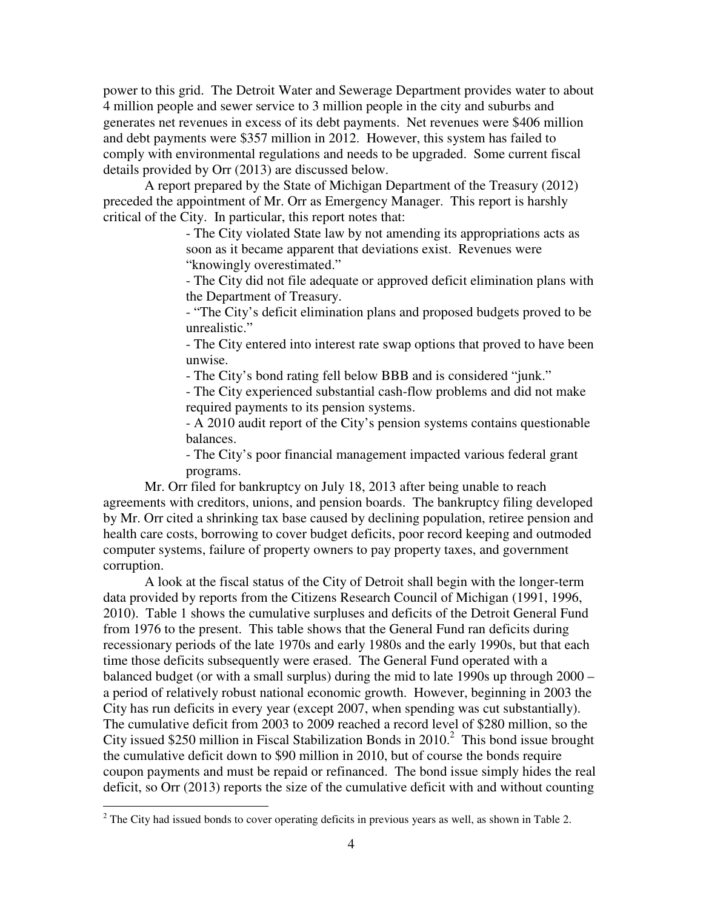power to this grid. The Detroit Water and Sewerage Department provides water to about 4 million people and sewer service to 3 million people in the city and suburbs and generates net revenues in excess of its debt payments. Net revenues were $406 million and debt payments were $357 million in 2012. However, this system has failed to comply with environmental regulations and needs to be upgraded. Some current fiscal details provided by Orr (2013) are discussed below.

A report prepared by the State of Michigan Department of the Treasury (2012) preceded the appointment of Mr. Orr as Emergency Manager. This report is harshly critical of the City. In particular, this report notes that:

> - The City violated State law by not amending its appropriations acts as soon as it became apparent that deviations exist. Revenues were "knowingly overestimated."
> - The City did not file adequate or approved deficit elimination plans with the Department of Treasury.
> - "The City's deficit elimination plans and proposed budgets proved to be unrealistic."
> - The City entered into interest rate swap options that proved to have been unwise.
> - The City's bond rating fell below BBB and is considered "junk."
> - The City experienced substantial cash-flow problems and did not make required payments to its pension systems.
> - A 2010 audit report of the City's pension systems contains questionable balances.
> - The City's poor financial management impacted various federal grant programs.

Mr. Orr filed for bankruptcy on July 18, 2013 after being unable to reach agreements with creditors, unions, and pension boards. The bankruptcy filing developed by Mr. Orr cited a shrinking tax base caused by declining population, retiree pension and health care costs, borrowing to cover budget deficits, poor record keeping and outmoded computer systems, failure of property owners to pay property taxes, and government corruption.

A look at the fiscal status of the City of Detroit shall begin with the longer-term data provided by reports from the Citizens Research Council of Michigan (1991, 1996, 2010). Table 1 shows the cumulative surpluses and deficits of the Detroit General Fund from 1976 to the present. This table shows that the General Fund ran deficits during recessionary periods of the late 1970s and early 1980s and the early 1990s, but that each time those deficits subsequently were erased. The General Fund operated with a balanced budget (or with a small surplus) during the mid to late 1990s up through 2000 – a period of relatively robust national economic growth. However, beginning in 2003 the City has run deficits in every year (except 2007, when spending was cut substantially). The cumulative deficit from 2003 to 2009 reached a record level of $280 million, so the City issued $250 million in Fiscal Stabilization Bonds in 2010.[2] This bond issue brought the cumulative deficit down to $90 million in 2010, but of course the bonds require coupon payments and must be repaid or refinanced. The bond issue simply hides the real deficit, so Orr (2013) reports the size of the cumulative deficit with and without counting

[2] The City had issued bonds to cover operating deficits in previous years as well, as shown in Table 2.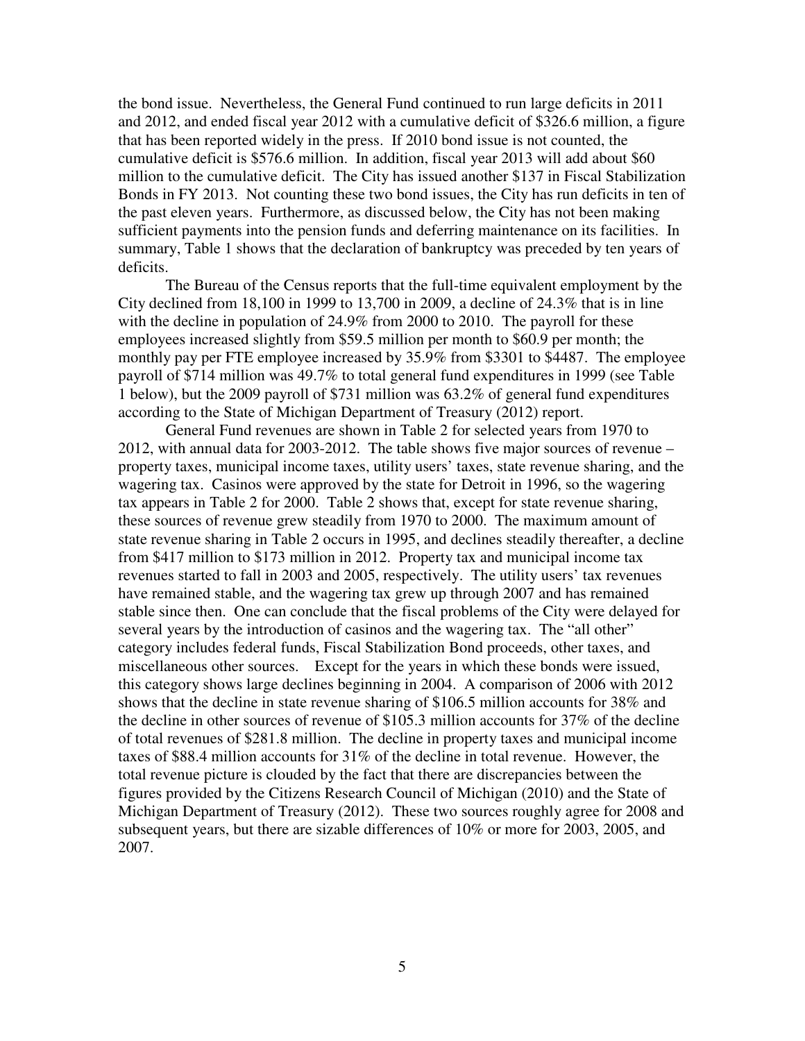the bond issue. Nevertheless, the General Fund continued to run large deficits in 2011 and 2012, and ended fiscal year 2012 with a cumulative deficit of $326.6 million, a figure that has been reported widely in the press. If 2010 bond issue is not counted, the cumulative deficit is $576.6 million. In addition, fiscal year 2013 will add about $60 million to the cumulative deficit. The City has issued another $137 in Fiscal Stabilization Bonds in FY 2013. Not counting these two bond issues, the City has run deficits in ten of the past eleven years. Furthermore, as discussed below, the City has not been making sufficient payments into the pension funds and deferring maintenance on its facilities. In summary, Table 1 shows that the declaration of bankruptcy was preceded by ten years of deficits.

The Bureau of the Census reports that the full-time equivalent employment by the City declined from 18,100 in 1999 to 13,700 in 2009, a decline of 24.3% that is in line with the decline in population of 24.9% from 2000 to 2010. The payroll for these employees increased slightly from $59.5 million per month to $60.9 per month; the monthly pay per FTE employee increased by 35.9% from $3301 to $4487. The employee payroll of $714 million was 49.7% to total general fund expenditures in 1999 (see Table 1 below), but the 2009 payroll of $731 million was 63.2% of general fund expenditures according to the State of Michigan Department of Treasury (2012) report.

General Fund revenues are shown in Table 2 for selected years from 1970 to 2012, with annual data for 2003-2012. The table shows five major sources of revenue – property taxes, municipal income taxes, utility users' taxes, state revenue sharing, and the wagering tax. Casinos were approved by the state for Detroit in 1996, so the wagering tax appears in Table 2 for 2000. Table 2 shows that, except for state revenue sharing, these sources of revenue grew steadily from 1970 to 2000. The maximum amount of state revenue sharing in Table 2 occurs in 1995, and declines steadily thereafter, a decline from $417 million to $173 million in 2012. Property tax and municipal income tax revenues started to fall in 2003 and 2005, respectively. The utility users' tax revenues have remained stable, and the wagering tax grew up through 2007 and has remained stable since then. One can conclude that the fiscal problems of the City were delayed for several years by the introduction of casinos and the wagering tax. The "all other" category includes federal funds, Fiscal Stabilization Bond proceeds, other taxes, and miscellaneous other sources. Except for the years in which these bonds were issued, this category shows large declines beginning in 2004. A comparison of 2006 with 2012 shows that the decline in state revenue sharing of $106.5 million accounts for 38% and the decline in other sources of revenue of $105.3 million accounts for 37% of the decline of total revenues of $281.8 million. The decline in property taxes and municipal income taxes of $88.4 million accounts for 31% of the decline in total revenue. However, the total revenue picture is clouded by the fact that there are discrepancies between the figures provided by the Citizens Research Council of Michigan (2010) and the State of Michigan Department of Treasury (2012). These two sources roughly agree for 2008 and subsequent years, but there are sizable differences of 10% or more for 2003, 2005, and 2007.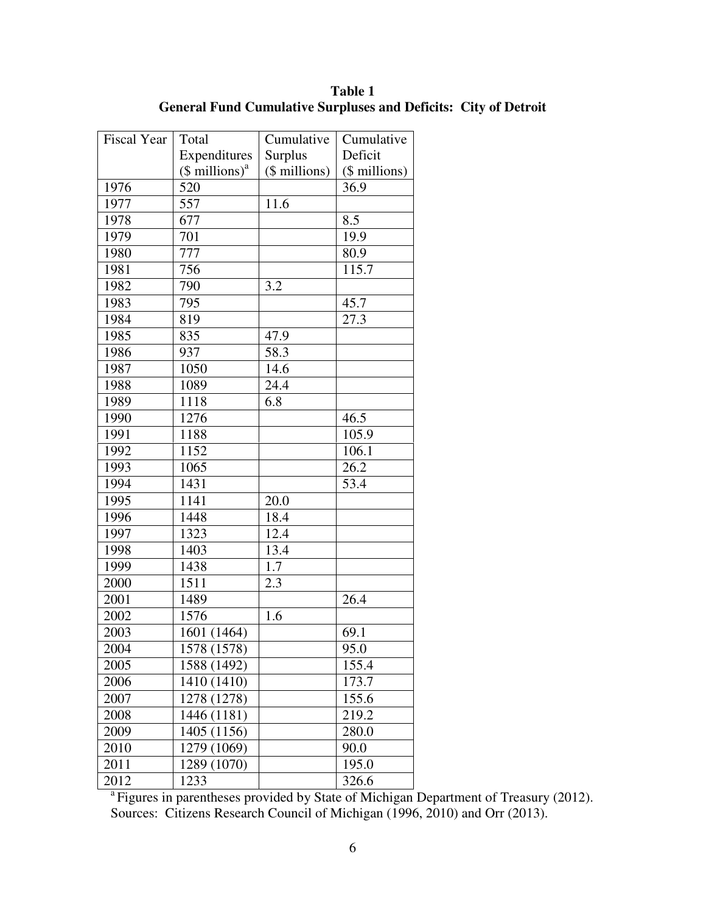**Table 1**
**General Fund Cumulative Surpluses and Deficits: City of Detroit**

| Fiscal Year | Total Expenditures ($ millions)[a] | Cumulative Surplus ($ millions) | Cumulative Deficit ($ millions) |
|---|---|---|---|
| 1976 | 520 | | 36.9 |
| 1977 | 557 | 11.6 | |
| 1978 | 677 | | 8.5 |
| 1979 | 701 | | 19.9 |
| 1980 | 777 | | 80.9 |
| 1981 | 756 | | 115.7 |
| 1982 | 790 | 3.2 | |
| 1983 | 795 | | 45.7 |
| 1984 | 819 | | 27.3 |
| 1985 | 835 | 47.9 | |
| 1986 | 937 | 58.3 | |
| 1987 | 1050 | 14.6 | |
| 1988 | 1089 | 24.4 | |
| 1989 | 1118 | 6.8 | |
| 1990 | 1276 | | 46.5 |
| 1991 | 1188 | | 105.9 |
| 1992 | 1152 | | 106.1 |
| 1993 | 1065 | | 26.2 |
| 1994 | 1431 | | 53.4 |
| 1995 | 1141 | 20.0 | |
| 1996 | 1448 | 18.4 | |
| 1997 | 1323 | 12.4 | |
| 1998 | 1403 | 13.4 | |
| 1999 | 1438 | 1.7 | |
| 2000 | 1511 | 2.3 | |
| 2001 | 1489 | | 26.4 |
| 2002 | 1576 | 1.6 | |
| 2003 | 1601 (1464) | | 69.1 |
| 2004 | 1578 (1578) | | 95.0 |
| 2005 | 1588 (1492) | | 155.4 |
| 2006 | 1410 (1410) | | 173.7 |
| 2007 | 1278 (1278) | | 155.6 |
| 2008 | 1446 (1181) | | 219.2 |
| 2009 | 1405 (1156) | | 280.0 |
| 2010 | 1279 (1069) | | 90.0 |
| 2011 | 1289 (1070) | | 195.0 |
| 2012 | 1233 | | 326.6 |

[a] Figures in parentheses provided by State of Michigan Department of Treasury (2012).
Sources: Citizens Research Council of Michigan (1996, 2010) and Orr (2013).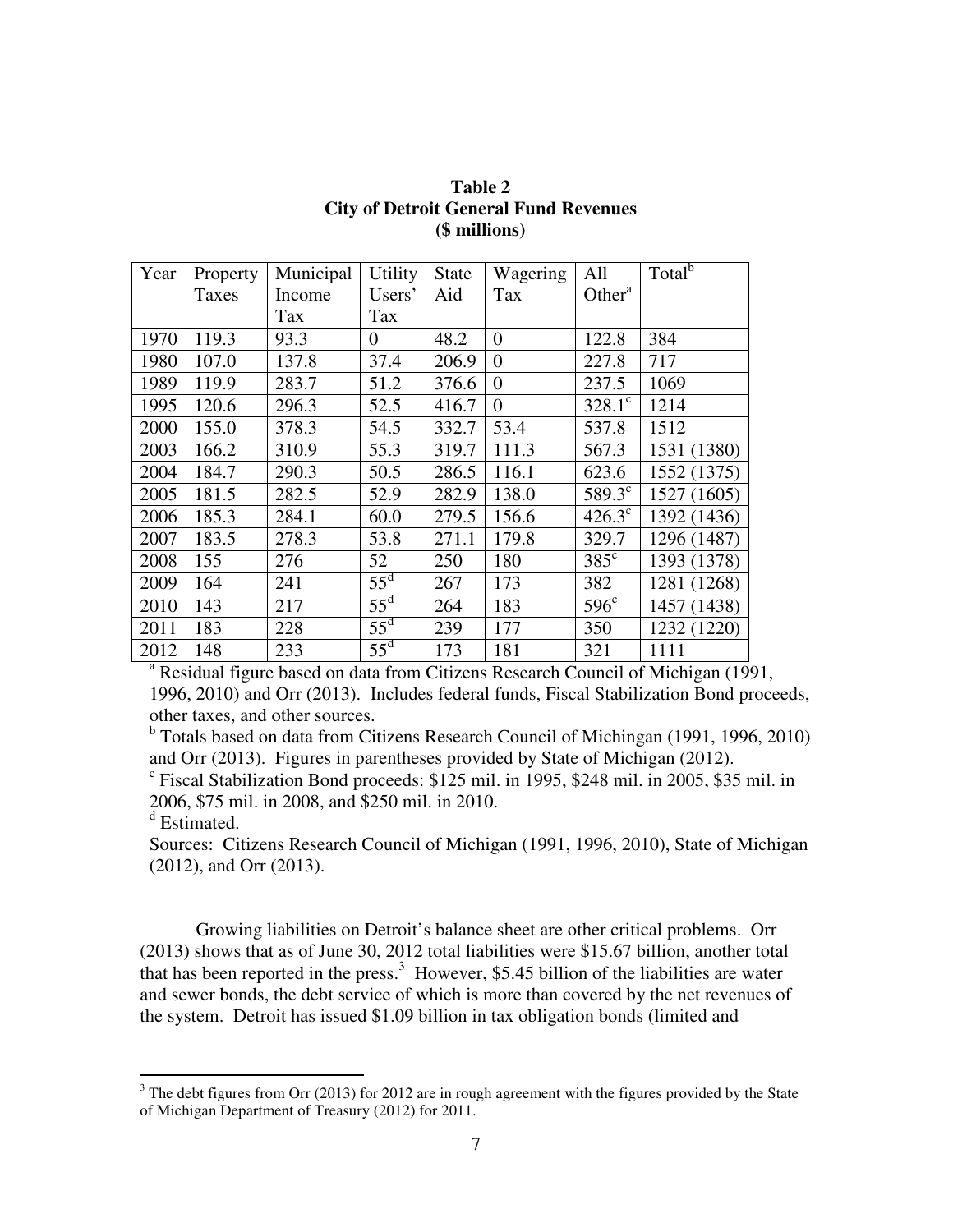**Table 2**
**City of Detroit General Fund Revenues**
**($ millions)**

| Year | Property Taxes | Municipal Income Tax | Utility Users' Tax | State Aid | Wagering Tax | All Other[a] | Total[b] |
|---|---|---|---|---|---|---|---|
| 1970 | 119.3 | 93.3 | 0 | 48.2 | 0 | 122.8 | 384 |
| 1980 | 107.0 | 137.8 | 37.4 | 206.9 | 0 | 227.8 | 717 |
| 1989 | 119.9 | 283.7 | 51.2 | 376.6 | 0 | 237.5 | 1069 |
| 1995 | 120.6 | 296.3 | 52.5 | 416.7 | 0 | 328.1[c] | 1214 |
| 2000 | 155.0 | 378.3 | 54.5 | 332.7 | 53.4 | 537.8 | 1512 |
| 2003 | 166.2 | 310.9 | 55.3 | 319.7 | 111.3 | 567.3 | 1531 (1380) |
| 2004 | 184.7 | 290.3 | 50.5 | 286.5 | 116.1 | 623.6 | 1552 (1375) |
| 2005 | 181.5 | 282.5 | 52.9 | 282.9 | 138.0 | 589.3[c] | 1527 (1605) |
| 2006 | 185.3 | 284.1 | 60.0 | 279.5 | 156.6 | 426.3[c] | 1392 (1436) |
| 2007 | 183.5 | 278.3 | 53.8 | 271.1 | 179.8 | 329.7 | 1296 (1487) |
| 2008 | 155 | 276 | 52 | 250 | 180 | 385[c] | 1393 (1378) |
| 2009 | 164 | 241 | 55[d] | 267 | 173 | 382 | 1281 (1268) |
| 2010 | 143 | 217 | 55[d] | 264 | 183 | 596[c] | 1457 (1438) |
| 2011 | 183 | 228 | 55[d] | 239 | 177 | 350 | 1232 (1220) |
| 2012 | 148 | 233 | 55[d] | 173 | 181 | 321 | 1111 |

[a] Residual figure based on data from Citizens Research Council of Michigan (1991, 1996, 2010) and Orr (2013). Includes federal funds, Fiscal Stabilization Bond proceeds, other taxes, and other sources.

[b] Totals based on data from Citizens Research Council of Michingan (1991, 1996, 2010) and Orr (2013). Figures in parentheses provided by State of Michigan (2012).

[c] Fiscal Stabilization Bond proceeds: $125 mil. in 1995, $248 mil. in 2005, $35 mil. in 2006, $75 mil. in 2008, and $250 mil. in 2010.

[d] Estimated.

Sources: Citizens Research Council of Michigan (1991, 1996, 2010), State of Michigan (2012), and Orr (2013).

Growing liabilities on Detroit's balance sheet are other critical problems. Orr (2013) shows that as of June 30, 2012 total liabilities were $15.67 billion, another total that has been reported in the press.[3] However, $5.45 billion of the liabilities are water and sewer bonds, the debt service of which is more than covered by the net revenues of the system. Detroit has issued $1.09 billion in tax obligation bonds (limited and

[3] The debt figures from Orr (2013) for 2012 are in rough agreement with the figures provided by the State of Michigan Department of Treasury (2012) for 2011.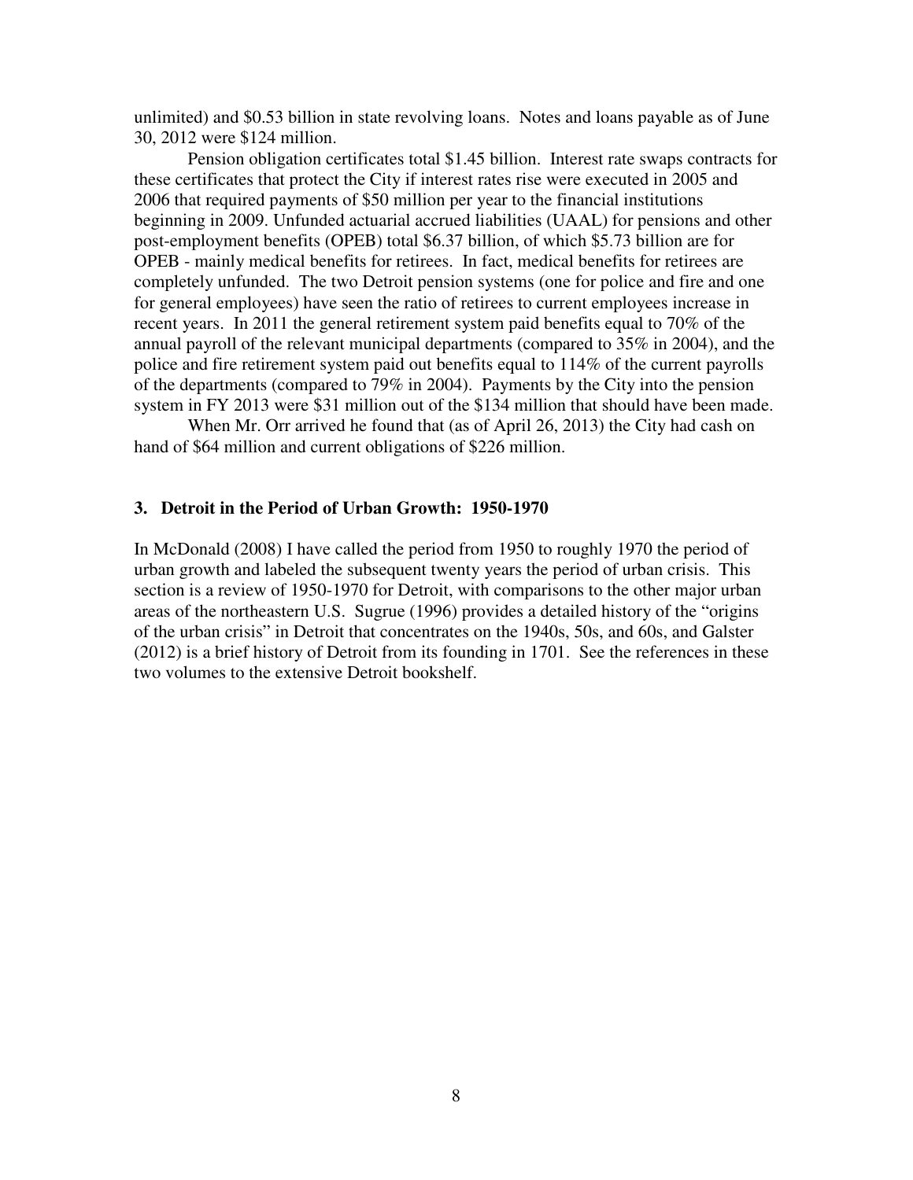unlimited) and $0.53 billion in state revolving loans. Notes and loans payable as of June 30, 2012 were $124 million.

Pension obligation certificates total $1.45 billion. Interest rate swaps contracts for these certificates that protect the City if interest rates rise were executed in 2005 and 2006 that required payments of $50 million per year to the financial institutions beginning in 2009. Unfunded actuarial accrued liabilities (UAAL) for pensions and other post-employment benefits (OPEB) total $6.37 billion, of which $5.73 billion are for OPEB - mainly medical benefits for retirees. In fact, medical benefits for retirees are completely unfunded. The two Detroit pension systems (one for police and fire and one for general employees) have seen the ratio of retirees to current employees increase in recent years. In 2011 the general retirement system paid benefits equal to 70% of the annual payroll of the relevant municipal departments (compared to 35% in 2004), and the police and fire retirement system paid out benefits equal to 114% of the current payrolls of the departments (compared to 79% in 2004). Payments by the City into the pension system in FY 2013 were $31 million out of the $134 million that should have been made.

When Mr. Orr arrived he found that (as of April 26, 2013) the City had cash on hand of $64 million and current obligations of $226 million.

### 3. Detroit in the Period of Urban Growth: 1950-1970

In McDonald (2008) I have called the period from 1950 to roughly 1970 the period of urban growth and labeled the subsequent twenty years the period of urban crisis. This section is a review of 1950-1970 for Detroit, with comparisons to the other major urban areas of the northeastern U.S. Sugrue (1996) provides a detailed history of the "origins of the urban crisis" in Detroit that concentrates on the 1940s, 50s, and 60s, and Galster (2012) is a brief history of Detroit from its founding in 1701. See the references in these two volumes to the extensive Detroit bookshelf.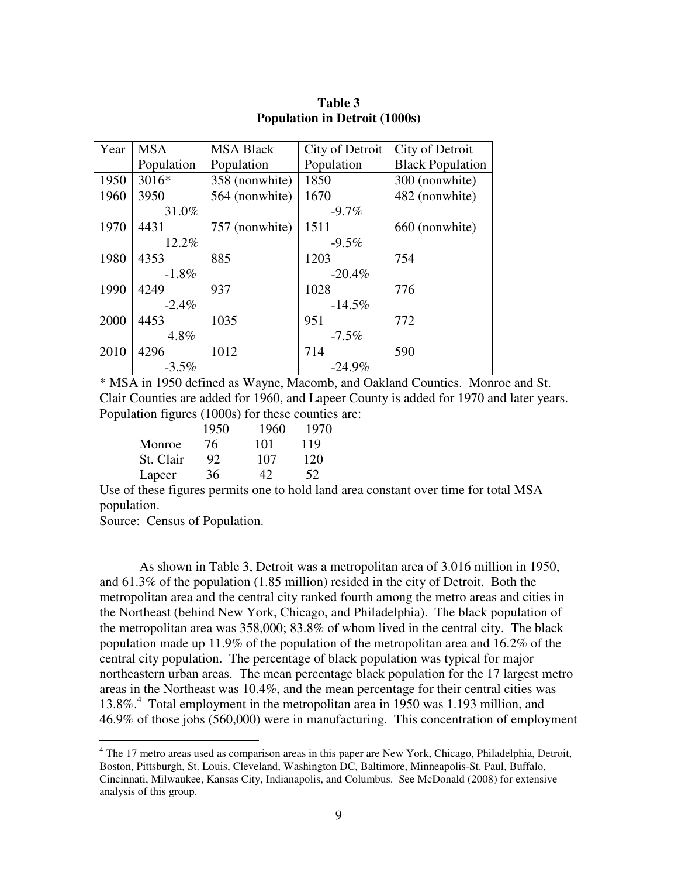**Table 3**
**Population in Detroit (1000s)**

| Year | MSA Population | MSA Black Population | City of Detroit Population | City of Detroit Black Population |
|---|---|---|---|---|
| 1950 | 3016* | 358 (nonwhite) | 1850 | 300 (nonwhite) |
| 1960 | 3950<br>31.0% | 564 (nonwhite) | 1670<br>-9.7% | 482 (nonwhite) |
| 1970 | 4431<br>12.2% | 757 (nonwhite) | 1511<br>-9.5% | 660 (nonwhite) |
| 1980 | 4353<br>-1.8% | 885 | 1203<br>-20.4% | 754 |
| 1990 | 4249<br>-2.4% | 937 | 1028<br>-14.5% | 776 |
| 2000 | 4453<br>4.8% | 1035 | 951<br>-7.5% | 772 |
| 2010 | 4296<br>-3.5% | 1012 | 714<br>-24.9% | 590 |

\* MSA in 1950 defined as Wayne, Macomb, and Oakland Counties. Monroe and St. Clair Counties are added for 1960, and Lapeer County is added for 1970 and later years. Population figures (1000s) for these counties are:

| | 1950 | 1960 | 1970 |
|---|---|---|---|
| Monroe | 76 | 101 | 119 |
| St. Clair | 92 | 107 | 120 |
| Lapeer | 36 | 42 | 52 |

Use of these figures permits one to hold land area constant over time for total MSA population.

Source: Census of Population.

As shown in Table 3, Detroit was a metropolitan area of 3.016 million in 1950, and 61.3% of the population (1.85 million) resided in the city of Detroit. Both the metropolitan area and the central city ranked fourth among the metro areas and cities in the Northeast (behind New York, Chicago, and Philadelphia). The black population of the metropolitan area was 358,000; 83.8% of whom lived in the central city. The black population made up 11.9% of the population of the metropolitan area and 16.2% of the central city population. The percentage of black population was typical for major northeastern urban areas. The mean percentage black population for the 17 largest metro areas in the Northeast was 10.4%, and the mean percentage for their central cities was 13.8%.[4] Total employment in the metropolitan area in 1950 was 1.193 million, and 46.9% of those jobs (560,000) were in manufacturing. This concentration of employment

[4] The 17 metro areas used as comparison areas in this paper are New York, Chicago, Philadelphia, Detroit, Boston, Pittsburgh, St. Louis, Cleveland, Washington DC, Baltimore, Minneapolis-St. Paul, Buffalo, Cincinnati, Milwaukee, Kansas City, Indianapolis, and Columbus. See McDonald (2008) for extensive analysis of this group.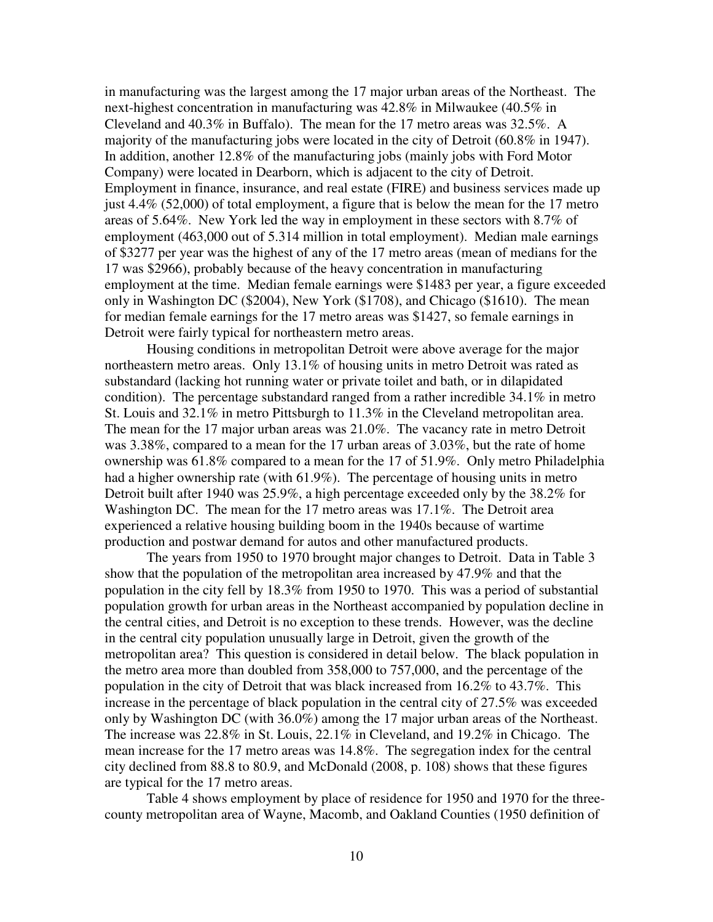in manufacturing was the largest among the 17 major urban areas of the Northeast. The next-highest concentration in manufacturing was 42.8% in Milwaukee (40.5% in Cleveland and 40.3% in Buffalo). The mean for the 17 metro areas was 32.5%. A majority of the manufacturing jobs were located in the city of Detroit (60.8% in 1947). In addition, another 12.8% of the manufacturing jobs (mainly jobs with Ford Motor Company) were located in Dearborn, which is adjacent to the city of Detroit. Employment in finance, insurance, and real estate (FIRE) and business services made up just 4.4% (52,000) of total employment, a figure that is below the mean for the 17 metro areas of 5.64%. New York led the way in employment in these sectors with 8.7% of employment (463,000 out of 5.314 million in total employment). Median male earnings of \$3277 per year was the highest of any of the 17 metro areas (mean of medians for the 17 was \$2966), probably because of the heavy concentration in manufacturing employment at the time. Median female earnings were \$1483 per year, a figure exceeded only in Washington DC (\$2004), New York (\$1708), and Chicago (\$1610). The mean for median female earnings for the 17 metro areas was \$1427, so female earnings in Detroit were fairly typical for northeastern metro areas.

Housing conditions in metropolitan Detroit were above average for the major northeastern metro areas. Only 13.1% of housing units in metro Detroit was rated as substandard (lacking hot running water or private toilet and bath, or in dilapidated condition). The percentage substandard ranged from a rather incredible 34.1% in metro St. Louis and 32.1% in metro Pittsburgh to 11.3% in the Cleveland metropolitan area. The mean for the 17 major urban areas was 21.0%. The vacancy rate in metro Detroit was 3.38%, compared to a mean for the 17 urban areas of 3.03%, but the rate of home ownership was 61.8% compared to a mean for the 17 of 51.9%. Only metro Philadelphia had a higher ownership rate (with 61.9%). The percentage of housing units in metro Detroit built after 1940 was 25.9%, a high percentage exceeded only by the 38.2% for Washington DC. The mean for the 17 metro areas was 17.1%. The Detroit area experienced a relative housing building boom in the 1940s because of wartime production and postwar demand for autos and other manufactured products.

The years from 1950 to 1970 brought major changes to Detroit. Data in Table 3 show that the population of the metropolitan area increased by 47.9% and that the population in the city fell by 18.3% from 1950 to 1970. This was a period of substantial population growth for urban areas in the Northeast accompanied by population decline in the central cities, and Detroit is no exception to these trends. However, was the decline in the central city population unusually large in Detroit, given the growth of the metropolitan area? This question is considered in detail below. The black population in the metro area more than doubled from 358,000 to 757,000, and the percentage of the population in the city of Detroit that was black increased from 16.2% to 43.7%. This increase in the percentage of black population in the central city of 27.5% was exceeded only by Washington DC (with 36.0%) among the 17 major urban areas of the Northeast. The increase was 22.8% in St. Louis, 22.1% in Cleveland, and 19.2% in Chicago. The mean increase for the 17 metro areas was 14.8%. The segregation index for the central city declined from 88.8 to 80.9, and McDonald (2008, p. 108) shows that these figures are typical for the 17 metro areas.

Table 4 shows employment by place of residence for 1950 and 1970 for the three-county metropolitan area of Wayne, Macomb, and Oakland Counties (1950 definition of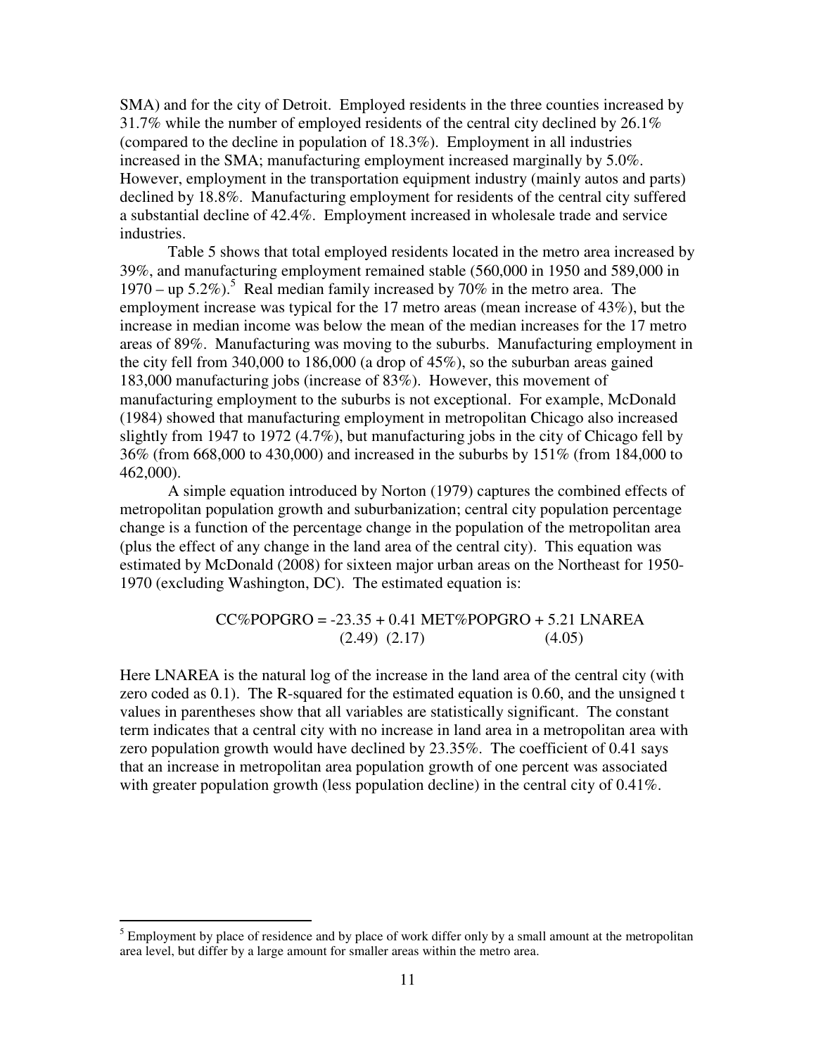SMA) and for the city of Detroit. Employed residents in the three counties increased by 31.7% while the number of employed residents of the central city declined by 26.1% (compared to the decline in population of 18.3%). Employment in all industries increased in the SMA; manufacturing employment increased marginally by 5.0%. However, employment in the transportation equipment industry (mainly autos and parts) declined by 18.8%. Manufacturing employment for residents of the central city suffered a substantial decline of 42.4%. Employment increased in wholesale trade and service industries.

Table 5 shows that total employed residents located in the metro area increased by 39%, and manufacturing employment remained stable (560,000 in 1950 and 589,000 in 1970 – up 5.2%).[5] Real median family increased by 70% in the metro area. The employment increase was typical for the 17 metro areas (mean increase of 43%), but the increase in median income was below the mean of the median increases for the 17 metro areas of 89%. Manufacturing was moving to the suburbs. Manufacturing employment in the city fell from 340,000 to 186,000 (a drop of 45%), so the suburban areas gained 183,000 manufacturing jobs (increase of 83%). However, this movement of manufacturing employment to the suburbs is not exceptional. For example, McDonald (1984) showed that manufacturing employment in metropolitan Chicago also increased slightly from 1947 to 1972 (4.7%), but manufacturing jobs in the city of Chicago fell by 36% (from 668,000 to 430,000) and increased in the suburbs by 151% (from 184,000 to 462,000).

A simple equation introduced by Norton (1979) captures the combined effects of metropolitan population growth and suburbanization; central city population percentage change is a function of the percentage change in the population of the metropolitan area (plus the effect of any change in the land area of the central city). This equation was estimated by McDonald (2008) for sixteen major urban areas on the Northeast for 1950-1970 (excluding Washington, DC). The estimated equation is:

$$\underset{(2.49)}{\text{CC\%POPGRO} = -23.35} + \underset{(2.17)}{0.41}\ \text{MET\%POPGRO} + \underset{(4.05)}{5.21}\ \text{LNAREA}$$

Here LNAREA is the natural log of the increase in the land area of the central city (with zero coded as 0.1). The R-squared for the estimated equation is 0.60, and the unsigned t values in parentheses show that all variables are statistically significant. The constant term indicates that a central city with no increase in land area in a metropolitan area with zero population growth would have declined by 23.35%. The coefficient of 0.41 says that an increase in metropolitan area population growth of one percent was associated with greater population growth (less population decline) in the central city of 0.41%.

[5] Employment by place of residence and by place of work differ only by a small amount at the metropolitan area level, but differ by a large amount for smaller areas within the metro area.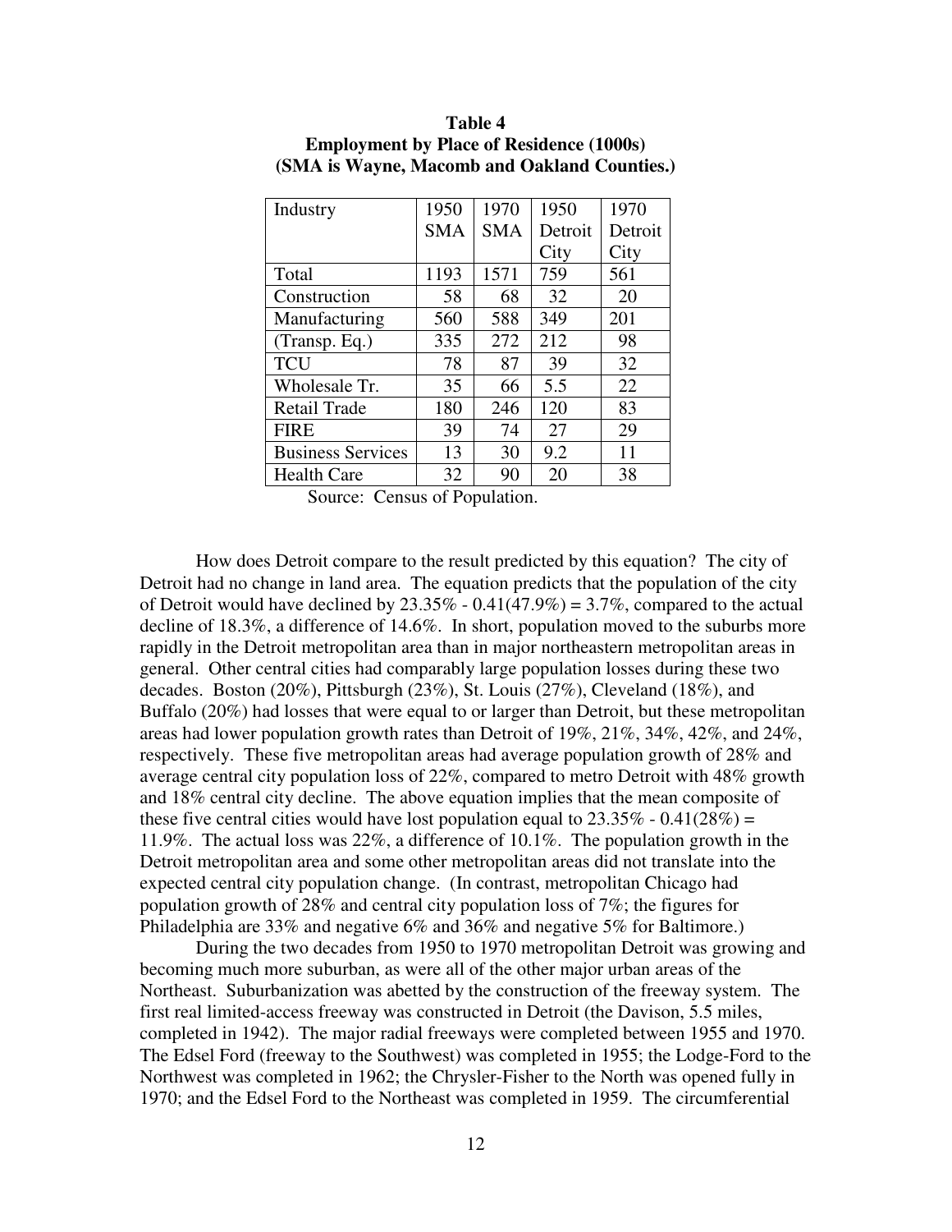**Table 4**
**Employment by Place of Residence (1000s)**
**(SMA is Wayne, Macomb and Oakland Counties.)**

| Industry | 1950 SMA | 1970 SMA | 1950 Detroit City | 1970 Detroit City |
|---|---|---|---|---|
| Total | 1193 | 1571 | 759 | 561 |
| Construction | 58 | 68 | 32 | 20 |
| Manufacturing | 560 | 588 | 349 | 201 |
| (Transp. Eq.) | 335 | 272 | 212 | 98 |
| TCU | 78 | 87 | 39 | 32 |
| Wholesale Tr. | 35 | 66 | 5.5 | 22 |
| Retail Trade | 180 | 246 | 120 | 83 |
| FIRE | 39 | 74 | 27 | 29 |
| Business Services | 13 | 30 | 9.2 | 11 |
| Health Care | 32 | 90 | 20 | 38 |

Source: Census of Population.

How does Detroit compare to the result predicted by this equation? The city of Detroit had no change in land area. The equation predicts that the population of the city of Detroit would have declined by 23.35% - 0.41(47.9%) = 3.7%, compared to the actual decline of 18.3%, a difference of 14.6%. In short, population moved to the suburbs more rapidly in the Detroit metropolitan area than in major northeastern metropolitan areas in general. Other central cities had comparably large population losses during these two decades. Boston (20%), Pittsburgh (23%), St. Louis (27%), Cleveland (18%), and Buffalo (20%) had losses that were equal to or larger than Detroit, but these metropolitan areas had lower population growth rates than Detroit of 19%, 21%, 34%, 42%, and 24%, respectively. These five metropolitan areas had average population growth of 28% and average central city population loss of 22%, compared to metro Detroit with 48% growth and 18% central city decline. The above equation implies that the mean composite of these five central cities would have lost population equal to 23.35% - 0.41(28%) = 11.9%. The actual loss was 22%, a difference of 10.1%. The population growth in the Detroit metropolitan area and some other metropolitan areas did not translate into the expected central city population change. (In contrast, metropolitan Chicago had population growth of 28% and central city population loss of 7%; the figures for Philadelphia are 33% and negative 6% and 36% and negative 5% for Baltimore.)

During the two decades from 1950 to 1970 metropolitan Detroit was growing and becoming much more suburban, as were all of the other major urban areas of the Northeast. Suburbanization was abetted by the construction of the freeway system. The first real limited-access freeway was constructed in Detroit (the Davison, 5.5 miles, completed in 1942). The major radial freeways were completed between 1955 and 1970. The Edsel Ford (freeway to the Southwest) was completed in 1955; the Lodge-Ford to the Northwest was completed in 1962; the Chrysler-Fisher to the North was opened fully in 1970; and the Edsel Ford to the Northeast was completed in 1959. The circumferential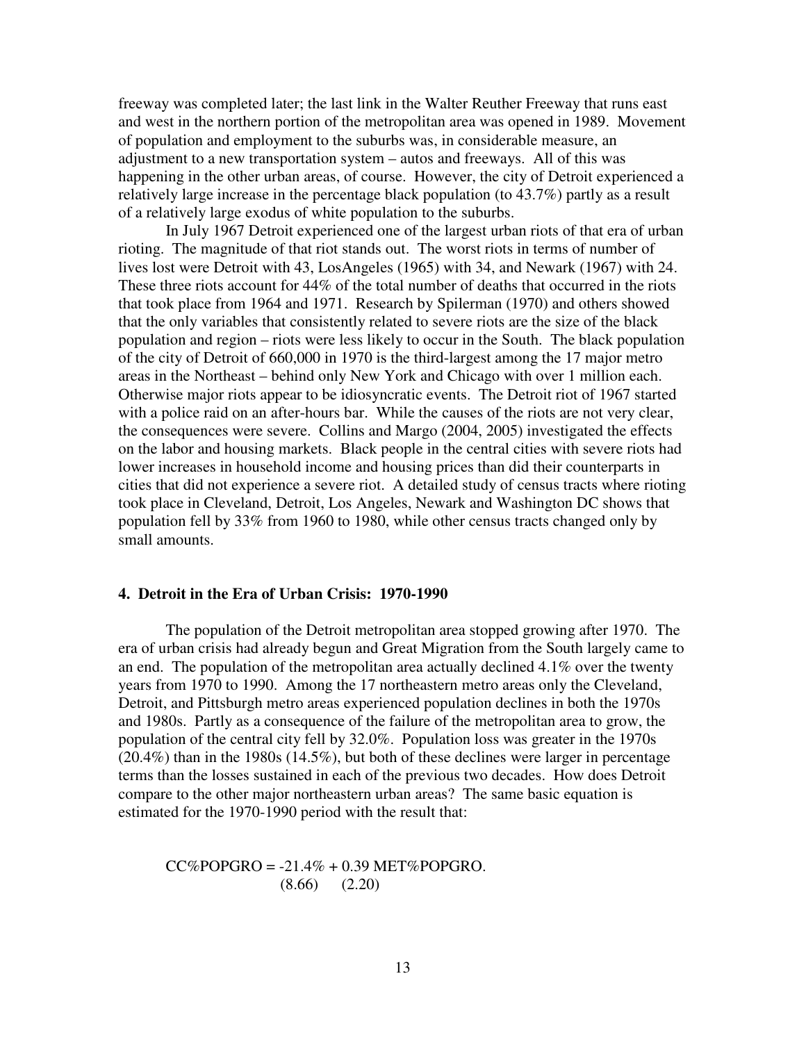freeway was completed later; the last link in the Walter Reuther Freeway that runs east and west in the northern portion of the metropolitan area was opened in 1989. Movement of population and employment to the suburbs was, in considerable measure, an adjustment to a new transportation system – autos and freeways. All of this was happening in the other urban areas, of course. However, the city of Detroit experienced a relatively large increase in the percentage black population (to 43.7%) partly as a result of a relatively large exodus of white population to the suburbs.

In July 1967 Detroit experienced one of the largest urban riots of that era of urban rioting. The magnitude of that riot stands out. The worst riots in terms of number of lives lost were Detroit with 43, LosAngeles (1965) with 34, and Newark (1967) with 24. These three riots account for 44% of the total number of deaths that occurred in the riots that took place from 1964 and 1971. Research by Spilerman (1970) and others showed that the only variables that consistently related to severe riots are the size of the black population and region – riots were less likely to occur in the South. The black population of the city of Detroit of 660,000 in 1970 is the third-largest among the 17 major metro areas in the Northeast – behind only New York and Chicago with over 1 million each. Otherwise major riots appear to be idiosyncratic events. The Detroit riot of 1967 started with a police raid on an after-hours bar. While the causes of the riots are not very clear, the consequences were severe. Collins and Margo (2004, 2005) investigated the effects on the labor and housing markets. Black people in the central cities with severe riots had lower increases in household income and housing prices than did their counterparts in cities that did not experience a severe riot. A detailed study of census tracts where rioting took place in Cleveland, Detroit, Los Angeles, Newark and Washington DC shows that population fell by 33% from 1960 to 1980, while other census tracts changed only by small amounts.

## 4. Detroit in the Era of Urban Crisis: 1970-1990

The population of the Detroit metropolitan area stopped growing after 1970. The era of urban crisis had already begun and Great Migration from the South largely came to an end. The population of the metropolitan area actually declined 4.1% over the twenty years from 1970 to 1990. Among the 17 northeastern metro areas only the Cleveland, Detroit, and Pittsburgh metro areas experienced population declines in both the 1970s and 1980s. Partly as a consequence of the failure of the metropolitan area to grow, the population of the central city fell by 32.0%. Population loss was greater in the 1970s (20.4%) than in the 1980s (14.5%), but both of these declines were larger in percentage terms than the losses sustained in each of the previous two decades. How does Detroit compare to the other major northeastern urban areas? The same basic equation is estimated for the 1970-1990 period with the result that:

$$\underset{}{CC\%POPGRO} = \underset{(8.66)}{-21.4\%} + \underset{(2.20)}{0.39}\ MET\%POPGRO.$$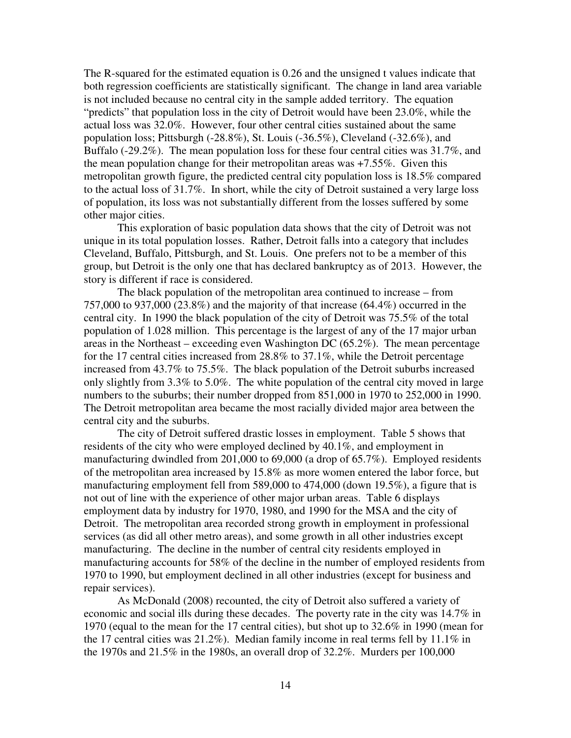The R-squared for the estimated equation is 0.26 and the unsigned t values indicate that both regression coefficients are statistically significant. The change in land area variable is not included because no central city in the sample added territory. The equation "predicts" that population loss in the city of Detroit would have been 23.0%, while the actual loss was 32.0%. However, four other central cities sustained about the same population loss; Pittsburgh (-28.8%), St. Louis (-36.5%), Cleveland (-32.6%), and Buffalo (-29.2%). The mean population loss for these four central cities was 31.7%, and the mean population change for their metropolitan areas was +7.55%. Given this metropolitan growth figure, the predicted central city population loss is 18.5% compared to the actual loss of 31.7%. In short, while the city of Detroit sustained a very large loss of population, its loss was not substantially different from the losses suffered by some other major cities.

This exploration of basic population data shows that the city of Detroit was not unique in its total population losses. Rather, Detroit falls into a category that includes Cleveland, Buffalo, Pittsburgh, and St. Louis. One prefers not to be a member of this group, but Detroit is the only one that has declared bankruptcy as of 2013. However, the story is different if race is considered.

The black population of the metropolitan area continued to increase – from 757,000 to 937,000 (23.8%) and the majority of that increase (64.4%) occurred in the central city. In 1990 the black population of the city of Detroit was 75.5% of the total population of 1.028 million. This percentage is the largest of any of the 17 major urban areas in the Northeast – exceeding even Washington DC (65.2%). The mean percentage for the 17 central cities increased from 28.8% to 37.1%, while the Detroit percentage increased from 43.7% to 75.5%. The black population of the Detroit suburbs increased only slightly from 3.3% to 5.0%. The white population of the central city moved in large numbers to the suburbs; their number dropped from 851,000 in 1970 to 252,000 in 1990. The Detroit metropolitan area became the most racially divided major area between the central city and the suburbs.

The city of Detroit suffered drastic losses in employment. Table 5 shows that residents of the city who were employed declined by 40.1%, and employment in manufacturing dwindled from 201,000 to 69,000 (a drop of 65.7%). Employed residents of the metropolitan area increased by 15.8% as more women entered the labor force, but manufacturing employment fell from 589,000 to 474,000 (down 19.5%), a figure that is not out of line with the experience of other major urban areas. Table 6 displays employment data by industry for 1970, 1980, and 1990 for the MSA and the city of Detroit. The metropolitan area recorded strong growth in employment in professional services (as did all other metro areas), and some growth in all other industries except manufacturing. The decline in the number of central city residents employed in manufacturing accounts for 58% of the decline in the number of employed residents from 1970 to 1990, but employment declined in all other industries (except for business and repair services).

As McDonald (2008) recounted, the city of Detroit also suffered a variety of economic and social ills during these decades. The poverty rate in the city was 14.7% in 1970 (equal to the mean for the 17 central cities), but shot up to 32.6% in 1990 (mean for the 17 central cities was 21.2%). Median family income in real terms fell by 11.1% in the 1970s and 21.5% in the 1980s, an overall drop of 32.2%. Murders per 100,000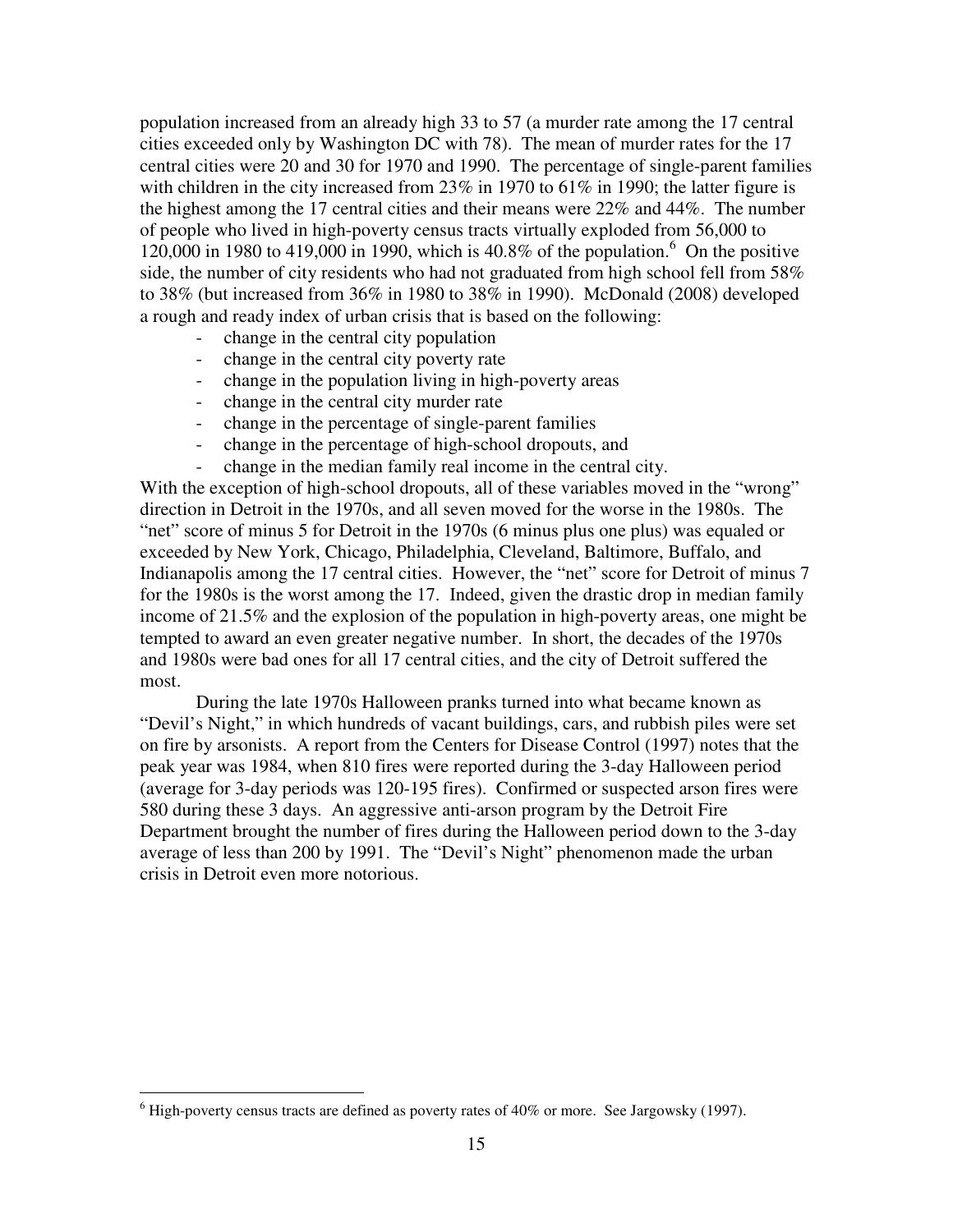population increased from an already high 33 to 57 (a murder rate among the 17 central cities exceeded only by Washington DC with 78). The mean of murder rates for the 17 central cities were 20 and 30 for 1970 and 1990. The percentage of single-parent families with children in the city increased from 23% in 1970 to 61% in 1990; the latter figure is the highest among the 17 central cities and their means were 22% and 44%. The number of people who lived in high-poverty census tracts virtually exploded from 56,000 to 120,000 in 1980 to 419,000 in 1990, which is 40.8% of the population.[6] On the positive side, the number of city residents who had not graduated from high school fell from 58% to 38% (but increased from 36% in 1980 to 38% in 1990). McDonald (2008) developed a rough and ready index of urban crisis that is based on the following:

- change in the central city population
- change in the central city poverty rate
- change in the population living in high-poverty areas
- change in the central city murder rate
- change in the percentage of single-parent families
- change in the percentage of high-school dropouts, and
- change in the median family real income in the central city.

With the exception of high-school dropouts, all of these variables moved in the "wrong" direction in Detroit in the 1970s, and all seven moved for the worse in the 1980s. The "net" score of minus 5 for Detroit in the 1970s (6 minus plus one plus) was equaled or exceeded by New York, Chicago, Philadelphia, Cleveland, Baltimore, Buffalo, and Indianapolis among the 17 central cities. However, the "net" score for Detroit of minus 7 for the 1980s is the worst among the 17. Indeed, given the drastic drop in median family income of 21.5% and the explosion of the population in high-poverty areas, one might be tempted to award an even greater negative number. In short, the decades of the 1970s and 1980s were bad ones for all 17 central cities, and the city of Detroit suffered the most.

During the late 1970s Halloween pranks turned into what became known as "Devil's Night," in which hundreds of vacant buildings, cars, and rubbish piles were set on fire by arsonists. A report from the Centers for Disease Control (1997) notes that the peak year was 1984, when 810 fires were reported during the 3-day Halloween period (average for 3-day periods was 120-195 fires). Confirmed or suspected arson fires were 580 during these 3 days. An aggressive anti-arson program by the Detroit Fire Department brought the number of fires during the Halloween period down to the 3-day average of less than 200 by 1991. The "Devil's Night" phenomenon made the urban crisis in Detroit even more notorious.

[6] High-poverty census tracts are defined as poverty rates of 40% or more. See Jargowsky (1997).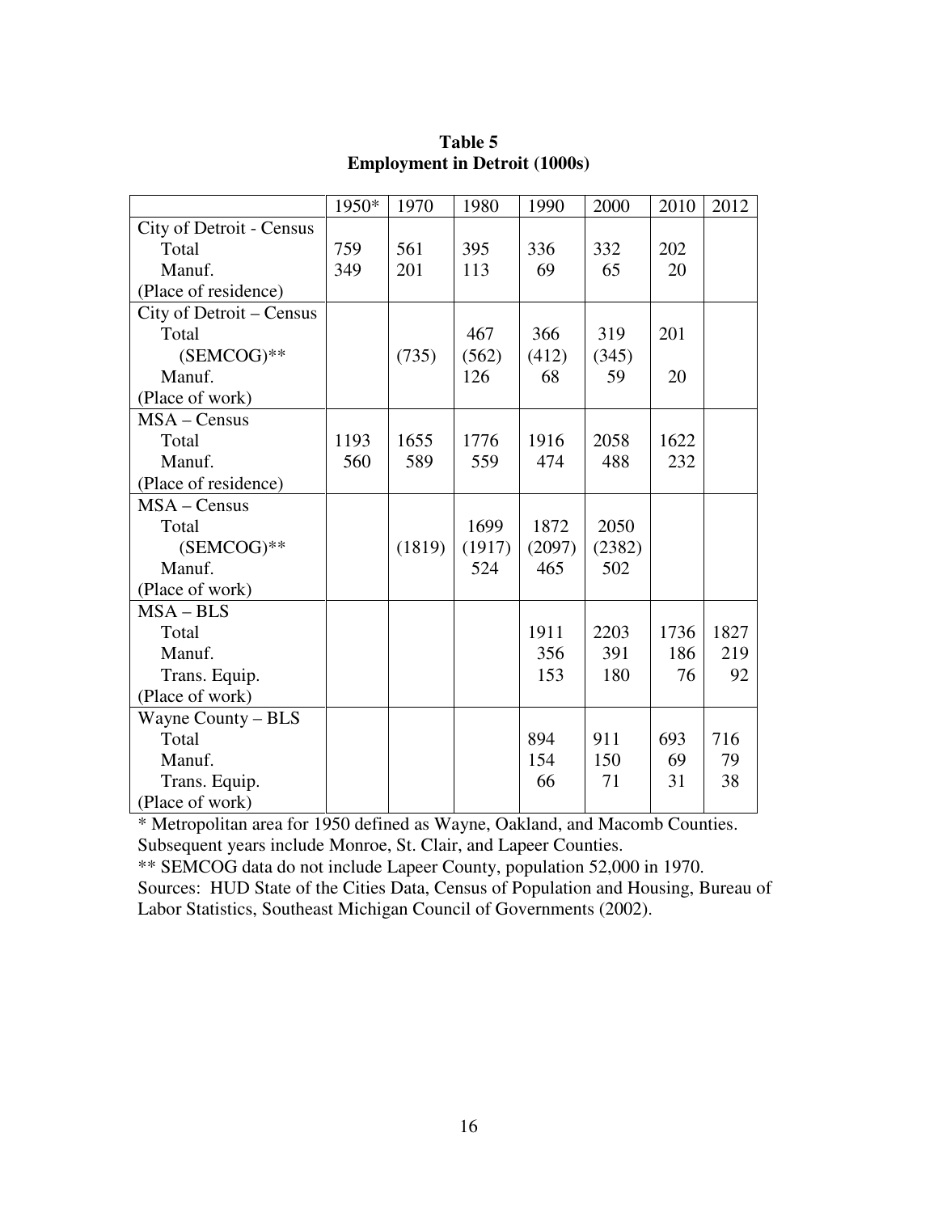**Table 5**
**Employment in Detroit (1000s)**

| | 1950* | 1970 | 1980 | 1990 | 2000 | 2010 | 2012 |
|---|---|---|---|---|---|---|---|
| City of Detroit - Census | | | | | | | |
| Total | 759 | 561 | 395 | 336 | 332 | 202 | |
| Manuf. | 349 | 201 | 113 | 69 | 65 | 20 | |
| (Place of residence) | | | | | | | |
| City of Detroit – Census | | | | | | | |
| Total | | | 467 | 366 | 319 | 201 | |
| (SEMCOG)** | | (735) | (562) | (412) | (345) | | |
| Manuf. | | | 126 | 68 | 59 | 20 | |
| (Place of work) | | | | | | | |
| MSA – Census | | | | | | | |
| Total | 1193 | 1655 | 1776 | 1916 | 2058 | 1622 | |
| Manuf. | 560 | 589 | 559 | 474 | 488 | 232 | |
| (Place of residence) | | | | | | | |
| MSA – Census | | | | | | | |
| Total | | | 1699 | 1872 | 2050 | | |
| (SEMCOG)** | | (1819) | (1917) | (2097) | (2382) | | |
| Manuf. | | | 524 | 465 | 502 | | |
| (Place of work) | | | | | | | |
| MSA – BLS | | | | | | | |
| Total | | | | 1911 | 2203 | 1736 | 1827 |
| Manuf. | | | | 356 | 391 | 186 | 219 |
| Trans. Equip. | | | | 153 | 180 | 76 | 92 |
| (Place of work) | | | | | | | |
| Wayne County – BLS | | | | | | | |
| Total | | | | 894 | 911 | 693 | 716 |
| Manuf. | | | | 154 | 150 | 69 | 79 |
| Trans. Equip. | | | | 66 | 71 | 31 | 38 |
| (Place of work) | | | | | | | |

* Metropolitan area for 1950 defined as Wayne, Oakland, and Macomb Counties. Subsequent years include Monroe, St. Clair, and Lapeer Counties.

** SEMCOG data do not include Lapeer County, population 52,000 in 1970.

Sources: HUD State of the Cities Data, Census of Population and Housing, Bureau of Labor Statistics, Southeast Michigan Council of Governments (2002).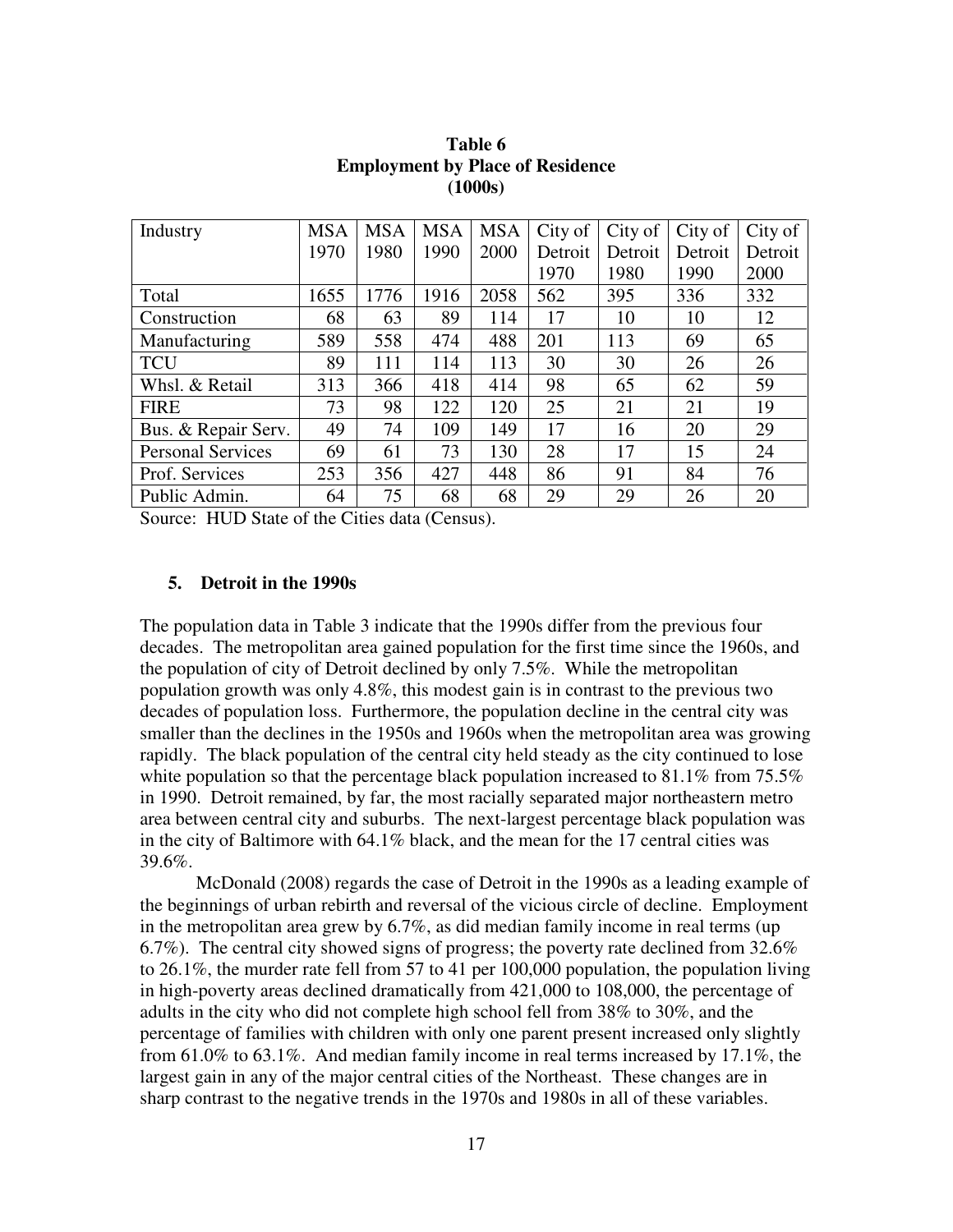**Table 6**
**Employment by Place of Residence**
**(1000s)**

| Industry | MSA 1970 | MSA 1980 | MSA 1990 | MSA 2000 | City of Detroit 1970 | City of Detroit 1980 | City of Detroit 1990 | City of Detroit 2000 |
|---|---|---|---|---|---|---|---|---|
| Total | 1655 | 1776 | 1916 | 2058 | 562 | 395 | 336 | 332 |
| Construction | 68 | 63 | 89 | 114 | 17 | 10 | 10 | 12 |
| Manufacturing | 589 | 558 | 474 | 488 | 201 | 113 | 69 | 65 |
| TCU | 89 | 111 | 114 | 113 | 30 | 30 | 26 | 26 |
| Whsl. & Retail | 313 | 366 | 418 | 414 | 98 | 65 | 62 | 59 |
| FIRE | 73 | 98 | 122 | 120 | 25 | 21 | 21 | 19 |
| Bus. & Repair Serv. | 49 | 74 | 109 | 149 | 17 | 16 | 20 | 29 |
| Personal Services | 69 | 61 | 73 | 130 | 28 | 17 | 15 | 24 |
| Prof. Services | 253 | 356 | 427 | 448 | 86 | 91 | 84 | 76 |
| Public Admin. | 64 | 75 | 68 | 68 | 29 | 29 | 26 | 20 |

Source: HUD State of the Cities data (Census).

## 5. Detroit in the 1990s

The population data in Table 3 indicate that the 1990s differ from the previous four decades. The metropolitan area gained population for the first time since the 1960s, and the population of city of Detroit declined by only 7.5%. While the metropolitan population growth was only 4.8%, this modest gain is in contrast to the previous two decades of population loss. Furthermore, the population decline in the central city was smaller than the declines in the 1950s and 1960s when the metropolitan area was growing rapidly. The black population of the central city held steady as the city continued to lose white population so that the percentage black population increased to 81.1% from 75.5% in 1990. Detroit remained, by far, the most racially separated major northeastern metro area between central city and suburbs. The next-largest percentage black population was in the city of Baltimore with 64.1% black, and the mean for the 17 central cities was 39.6%.

McDonald (2008) regards the case of Detroit in the 1990s as a leading example of the beginnings of urban rebirth and reversal of the vicious circle of decline. Employment in the metropolitan area grew by 6.7%, as did median family income in real terms (up 6.7%). The central city showed signs of progress; the poverty rate declined from 32.6% to 26.1%, the murder rate fell from 57 to 41 per 100,000 population, the population living in high-poverty areas declined dramatically from 421,000 to 108,000, the percentage of adults in the city who did not complete high school fell from 38% to 30%, and the percentage of families with children with only one parent present increased only slightly from 61.0% to 63.1%. And median family income in real terms increased by 17.1%, the largest gain in any of the major central cities of the Northeast. These changes are in sharp contrast to the negative trends in the 1970s and 1980s in all of these variables.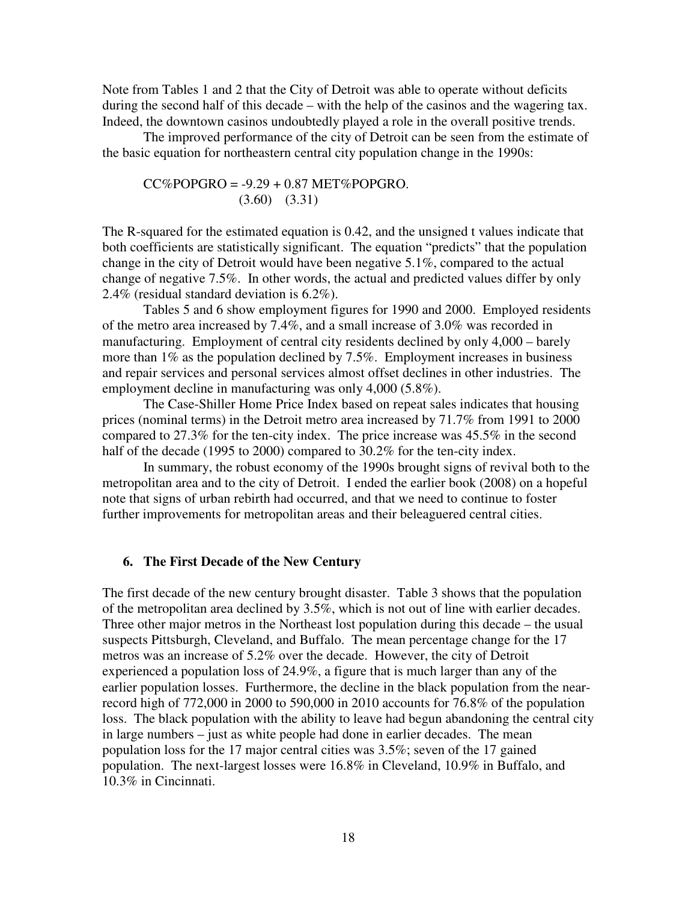Note from Tables 1 and 2 that the City of Detroit was able to operate without deficits during the second half of this decade – with the help of the casinos and the wagering tax. Indeed, the downtown casinos undoubtedly played a role in the overall positive trends.

The improved performance of the city of Detroit can be seen from the estimate of the basic equation for northeastern central city population change in the 1990s:

$$\underset{(3.60)}{CC\%POPGRO = -9.29} + \underset{(3.31)}{0.87\ MET\%POPGRO.}$$

The R-squared for the estimated equation is 0.42, and the unsigned t values indicate that both coefficients are statistically significant. The equation "predicts" that the population change in the city of Detroit would have been negative 5.1%, compared to the actual change of negative 7.5%. In other words, the actual and predicted values differ by only 2.4% (residual standard deviation is 6.2%).

Tables 5 and 6 show employment figures for 1990 and 2000. Employed residents of the metro area increased by 7.4%, and a small increase of 3.0% was recorded in manufacturing. Employment of central city residents declined by only 4,000 – barely more than 1% as the population declined by 7.5%. Employment increases in business and repair services and personal services almost offset declines in other industries. The employment decline in manufacturing was only 4,000 (5.8%).

The Case-Shiller Home Price Index based on repeat sales indicates that housing prices (nominal terms) in the Detroit metro area increased by 71.7% from 1991 to 2000 compared to 27.3% for the ten-city index. The price increase was 45.5% in the second half of the decade (1995 to 2000) compared to 30.2% for the ten-city index.

In summary, the robust economy of the 1990s brought signs of revival both to the metropolitan area and to the city of Detroit. I ended the earlier book (2008) on a hopeful note that signs of urban rebirth had occurred, and that we need to continue to foster further improvements for metropolitan areas and their beleaguered central cities.

## 6. The First Decade of the New Century

The first decade of the new century brought disaster. Table 3 shows that the population of the metropolitan area declined by 3.5%, which is not out of line with earlier decades. Three other major metros in the Northeast lost population during this decade – the usual suspects Pittsburgh, Cleveland, and Buffalo. The mean percentage change for the 17 metros was an increase of 5.2% over the decade. However, the city of Detroit experienced a population loss of 24.9%, a figure that is much larger than any of the earlier population losses. Furthermore, the decline in the black population from the near-record high of 772,000 in 2000 to 590,000 in 2010 accounts for 76.8% of the population loss. The black population with the ability to leave had begun abandoning the central city in large numbers – just as white people had done in earlier decades. The mean population loss for the 17 major central cities was 3.5%; seven of the 17 gained population. The next-largest losses were 16.8% in Cleveland, 10.9% in Buffalo, and 10.3% in Cincinnati.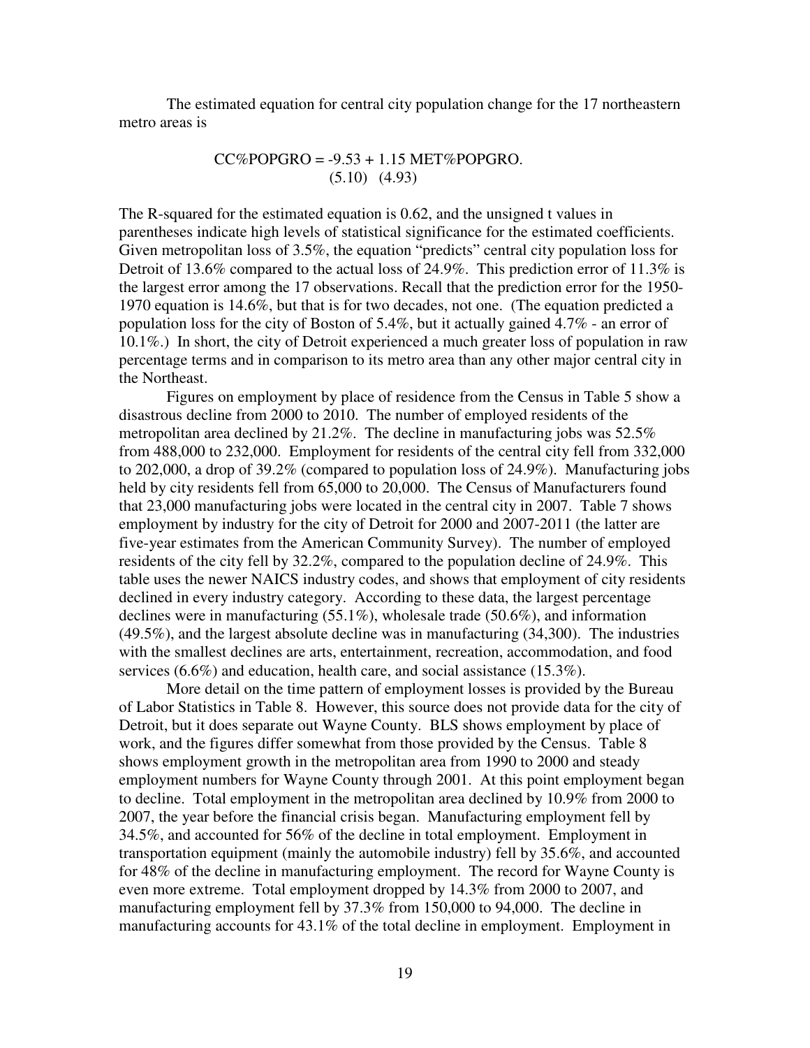The estimated equation for central city population change for the 17 northeastern metro areas is

$$CC\%POPGRO = -9.53 + 1.15 \; MET\%POPGRO.$$
$$(5.10) \quad (4.93)$$

The R-squared for the estimated equation is 0.62, and the unsigned t values in parentheses indicate high levels of statistical significance for the estimated coefficients. Given metropolitan loss of 3.5%, the equation "predicts" central city population loss for Detroit of 13.6% compared to the actual loss of 24.9%. This prediction error of 11.3% is the largest error among the 17 observations. Recall that the prediction error for the 1950-1970 equation is 14.6%, but that is for two decades, not one. (The equation predicted a population loss for the city of Boston of 5.4%, but it actually gained 4.7% - an error of 10.1%.) In short, the city of Detroit experienced a much greater loss of population in raw percentage terms and in comparison to its metro area than any other major central city in the Northeast.

Figures on employment by place of residence from the Census in Table 5 show a disastrous decline from 2000 to 2010. The number of employed residents of the metropolitan area declined by 21.2%. The decline in manufacturing jobs was 52.5% from 488,000 to 232,000. Employment for residents of the central city fell from 332,000 to 202,000, a drop of 39.2% (compared to population loss of 24.9%). Manufacturing jobs held by city residents fell from 65,000 to 20,000. The Census of Manufacturers found that 23,000 manufacturing jobs were located in the central city in 2007. Table 7 shows employment by industry for the city of Detroit for 2000 and 2007-2011 (the latter are five-year estimates from the American Community Survey). The number of employed residents of the city fell by 32.2%, compared to the population decline of 24.9%. This table uses the newer NAICS industry codes, and shows that employment of city residents declined in every industry category. According to these data, the largest percentage declines were in manufacturing (55.1%), wholesale trade (50.6%), and information (49.5%), and the largest absolute decline was in manufacturing (34,300). The industries with the smallest declines are arts, entertainment, recreation, accommodation, and food services (6.6%) and education, health care, and social assistance (15.3%).

More detail on the time pattern of employment losses is provided by the Bureau of Labor Statistics in Table 8. However, this source does not provide data for the city of Detroit, but it does separate out Wayne County. BLS shows employment by place of work, and the figures differ somewhat from those provided by the Census. Table 8 shows employment growth in the metropolitan area from 1990 to 2000 and steady employment numbers for Wayne County through 2001. At this point employment began to decline. Total employment in the metropolitan area declined by 10.9% from 2000 to 2007, the year before the financial crisis began. Manufacturing employment fell by 34.5%, and accounted for 56% of the decline in total employment. Employment in transportation equipment (mainly the automobile industry) fell by 35.6%, and accounted for 48% of the decline in manufacturing employment. The record for Wayne County is even more extreme. Total employment dropped by 14.3% from 2000 to 2007, and manufacturing employment fell by 37.3% from 150,000 to 94,000. The decline in manufacturing accounts for 43.1% of the total decline in employment. Employment in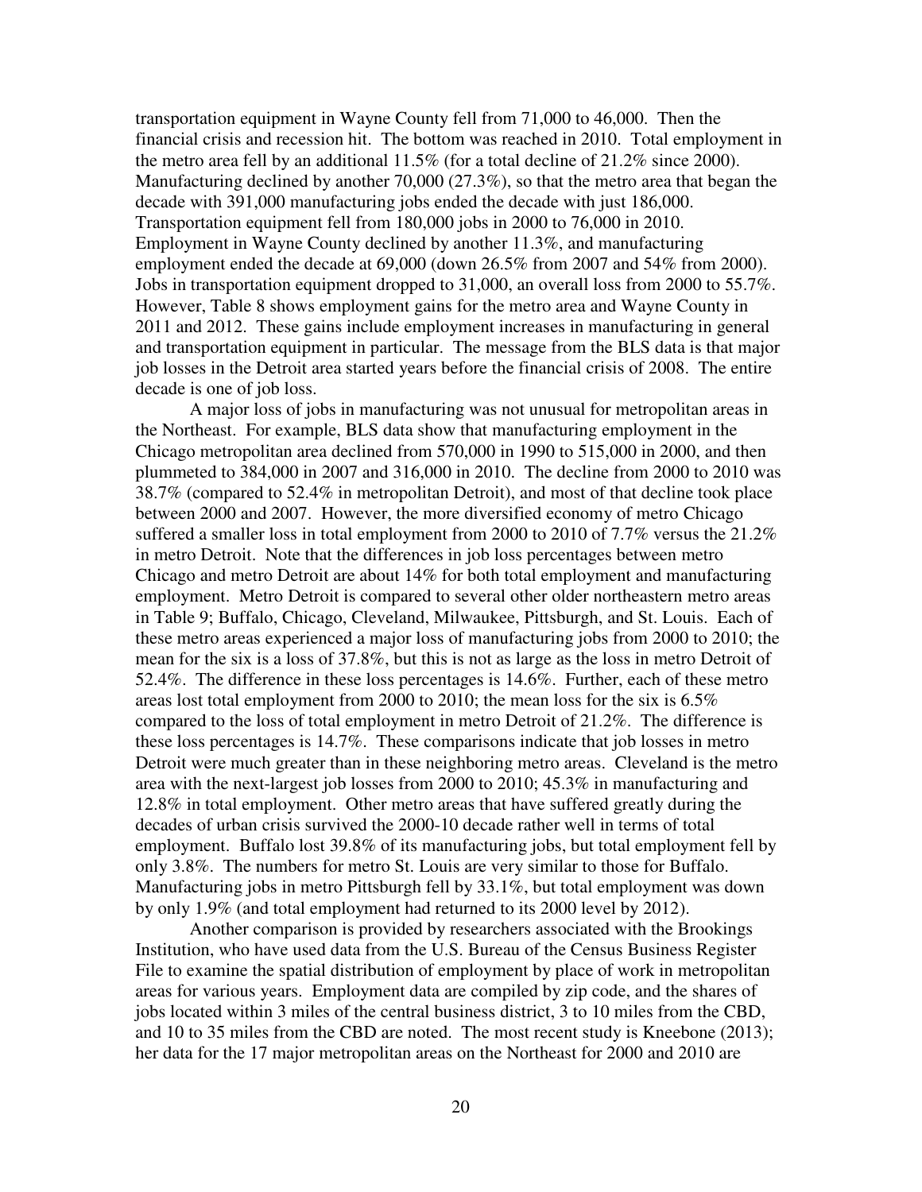transportation equipment in Wayne County fell from 71,000 to 46,000. Then the financial crisis and recession hit. The bottom was reached in 2010. Total employment in the metro area fell by an additional 11.5% (for a total decline of 21.2% since 2000). Manufacturing declined by another 70,000 (27.3%), so that the metro area that began the decade with 391,000 manufacturing jobs ended the decade with just 186,000. Transportation equipment fell from 180,000 jobs in 2000 to 76,000 in 2010. Employment in Wayne County declined by another 11.3%, and manufacturing employment ended the decade at 69,000 (down 26.5% from 2007 and 54% from 2000). Jobs in transportation equipment dropped to 31,000, an overall loss from 2000 to 55.7%. However, Table 8 shows employment gains for the metro area and Wayne County in 2011 and 2012. These gains include employment increases in manufacturing in general and transportation equipment in particular. The message from the BLS data is that major job losses in the Detroit area started years before the financial crisis of 2008. The entire decade is one of job loss.

A major loss of jobs in manufacturing was not unusual for metropolitan areas in the Northeast. For example, BLS data show that manufacturing employment in the Chicago metropolitan area declined from 570,000 in 1990 to 515,000 in 2000, and then plummeted to 384,000 in 2007 and 316,000 in 2010. The decline from 2000 to 2010 was 38.7% (compared to 52.4% in metropolitan Detroit), and most of that decline took place between 2000 and 2007. However, the more diversified economy of metro Chicago suffered a smaller loss in total employment from 2000 to 2010 of 7.7% versus the 21.2% in metro Detroit. Note that the differences in job loss percentages between metro Chicago and metro Detroit are about 14% for both total employment and manufacturing employment. Metro Detroit is compared to several other older northeastern metro areas in Table 9; Buffalo, Chicago, Cleveland, Milwaukee, Pittsburgh, and St. Louis. Each of these metro areas experienced a major loss of manufacturing jobs from 2000 to 2010; the mean for the six is a loss of 37.8%, but this is not as large as the loss in metro Detroit of 52.4%. The difference in these loss percentages is 14.6%. Further, each of these metro areas lost total employment from 2000 to 2010; the mean loss for the six is 6.5% compared to the loss of total employment in metro Detroit of 21.2%. The difference is these loss percentages is 14.7%. These comparisons indicate that job losses in metro Detroit were much greater than in these neighboring metro areas. Cleveland is the metro area with the next-largest job losses from 2000 to 2010; 45.3% in manufacturing and 12.8% in total employment. Other metro areas that have suffered greatly during the decades of urban crisis survived the 2000-10 decade rather well in terms of total employment. Buffalo lost 39.8% of its manufacturing jobs, but total employment fell by only 3.8%. The numbers for metro St. Louis are very similar to those for Buffalo. Manufacturing jobs in metro Pittsburgh fell by 33.1%, but total employment was down by only 1.9% (and total employment had returned to its 2000 level by 2012).

Another comparison is provided by researchers associated with the Brookings Institution, who have used data from the U.S. Bureau of the Census Business Register File to examine the spatial distribution of employment by place of work in metropolitan areas for various years. Employment data are compiled by zip code, and the shares of jobs located within 3 miles of the central business district, 3 to 10 miles from the CBD, and 10 to 35 miles from the CBD are noted. The most recent study is Kneebone (2013); her data for the 17 major metropolitan areas on the Northeast for 2000 and 2010 are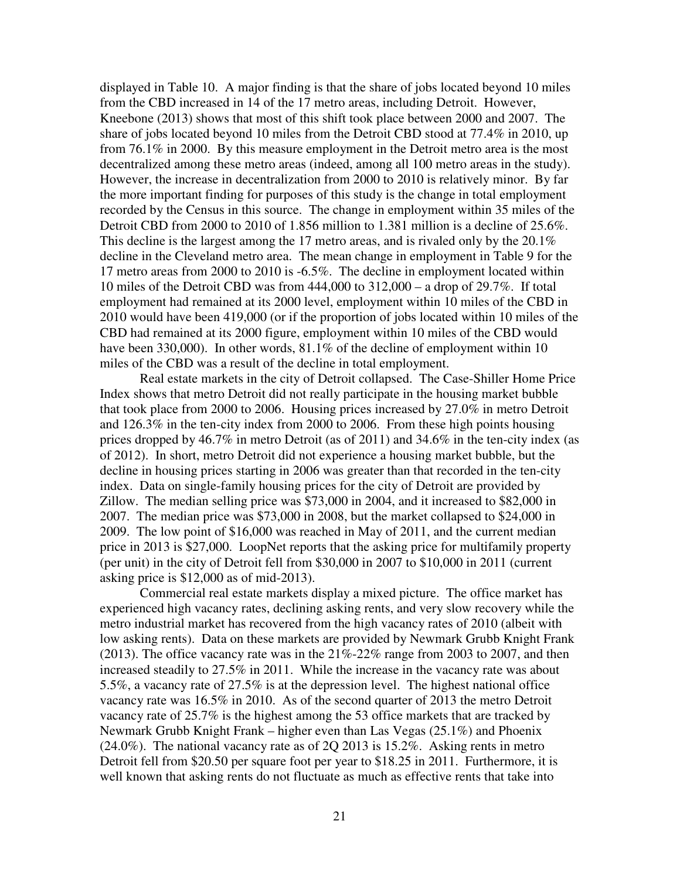displayed in Table 10. A major finding is that the share of jobs located beyond 10 miles from the CBD increased in 14 of the 17 metro areas, including Detroit. However, Kneebone (2013) shows that most of this shift took place between 2000 and 2007. The share of jobs located beyond 10 miles from the Detroit CBD stood at 77.4% in 2010, up from 76.1% in 2000. By this measure employment in the Detroit metro area is the most decentralized among these metro areas (indeed, among all 100 metro areas in the study). However, the increase in decentralization from 2000 to 2010 is relatively minor. By far the more important finding for purposes of this study is the change in total employment recorded by the Census in this source. The change in employment within 35 miles of the Detroit CBD from 2000 to 2010 of 1.856 million to 1.381 million is a decline of 25.6%. This decline is the largest among the 17 metro areas, and is rivaled only by the 20.1% decline in the Cleveland metro area. The mean change in employment in Table 9 for the 17 metro areas from 2000 to 2010 is -6.5%. The decline in employment located within 10 miles of the Detroit CBD was from 444,000 to 312,000 – a drop of 29.7%. If total employment had remained at its 2000 level, employment within 10 miles of the CBD in 2010 would have been 419,000 (or if the proportion of jobs located within 10 miles of the CBD had remained at its 2000 figure, employment within 10 miles of the CBD would have been 330,000). In other words, 81.1% of the decline of employment within 10 miles of the CBD was a result of the decline in total employment.

Real estate markets in the city of Detroit collapsed. The Case-Shiller Home Price Index shows that metro Detroit did not really participate in the housing market bubble that took place from 2000 to 2006. Housing prices increased by 27.0% in metro Detroit and 126.3% in the ten-city index from 2000 to 2006. From these high points housing prices dropped by 46.7% in metro Detroit (as of 2011) and 34.6% in the ten-city index (as of 2012). In short, metro Detroit did not experience a housing market bubble, but the decline in housing prices starting in 2006 was greater than that recorded in the ten-city index. Data on single-family housing prices for the city of Detroit are provided by Zillow. The median selling price was $73,000 in 2004, and it increased to $82,000 in 2007. The median price was $73,000 in 2008, but the market collapsed to $24,000 in 2009. The low point of $16,000 was reached in May of 2011, and the current median price in 2013 is $27,000. LoopNet reports that the asking price for multifamily property (per unit) in the city of Detroit fell from $30,000 in 2007 to $10,000 in 2011 (current asking price is $12,000 as of mid-2013).

Commercial real estate markets display a mixed picture. The office market has experienced high vacancy rates, declining asking rents, and very slow recovery while the metro industrial market has recovered from the high vacancy rates of 2010 (albeit with low asking rents). Data on these markets are provided by Newmark Grubb Knight Frank (2013). The office vacancy rate was in the 21%-22% range from 2003 to 2007, and then increased steadily to 27.5% in 2011. While the increase in the vacancy rate was about 5.5%, a vacancy rate of 27.5% is at the depression level. The highest national office vacancy rate was 16.5% in 2010. As of the second quarter of 2013 the metro Detroit vacancy rate of 25.7% is the highest among the 53 office markets that are tracked by Newmark Grubb Knight Frank – higher even than Las Vegas (25.1%) and Phoenix (24.0%). The national vacancy rate as of 2Q 2013 is 15.2%. Asking rents in metro Detroit fell from $20.50 per square foot per year to $18.25 in 2011. Furthermore, it is well known that asking rents do not fluctuate as much as effective rents that take into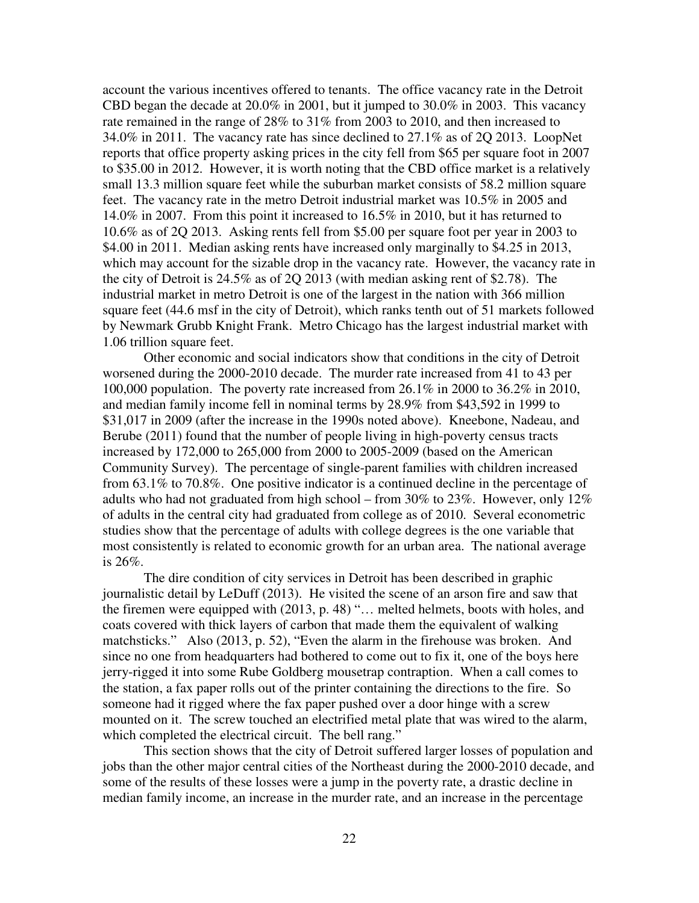account the various incentives offered to tenants. The office vacancy rate in the Detroit CBD began the decade at 20.0% in 2001, but it jumped to 30.0% in 2003. This vacancy rate remained in the range of 28% to 31% from 2003 to 2010, and then increased to 34.0% in 2011. The vacancy rate has since declined to 27.1% as of 2Q 2013. LoopNet reports that office property asking prices in the city fell from $65 per square foot in 2007 to $35.00 in 2012. However, it is worth noting that the CBD office market is a relatively small 13.3 million square feet while the suburban market consists of 58.2 million square feet. The vacancy rate in the metro Detroit industrial market was 10.5% in 2005 and 14.0% in 2007. From this point it increased to 16.5% in 2010, but it has returned to 10.6% as of 2Q 2013. Asking rents fell from $5.00 per square foot per year in 2003 to $4.00 in 2011. Median asking rents have increased only marginally to $4.25 in 2013, which may account for the sizable drop in the vacancy rate. However, the vacancy rate in the city of Detroit is 24.5% as of 2Q 2013 (with median asking rent of $2.78). The industrial market in metro Detroit is one of the largest in the nation with 366 million square feet (44.6 msf in the city of Detroit), which ranks tenth out of 51 markets followed by Newmark Grubb Knight Frank. Metro Chicago has the largest industrial market with 1.06 trillion square feet.

Other economic and social indicators show that conditions in the city of Detroit worsened during the 2000-2010 decade. The murder rate increased from 41 to 43 per 100,000 population. The poverty rate increased from 26.1% in 2000 to 36.2% in 2010, and median family income fell in nominal terms by 28.9% from $43,592 in 1999 to $31,017 in 2009 (after the increase in the 1990s noted above). Kneebone, Nadeau, and Berube (2011) found that the number of people living in high-poverty census tracts increased by 172,000 to 265,000 from 2000 to 2005-2009 (based on the American Community Survey). The percentage of single-parent families with children increased from 63.1% to 70.8%. One positive indicator is a continued decline in the percentage of adults who had not graduated from high school – from 30% to 23%. However, only 12% of adults in the central city had graduated from college as of 2010. Several econometric studies show that the percentage of adults with college degrees is the one variable that most consistently is related to economic growth for an urban area. The national average is 26%.

The dire condition of city services in Detroit has been described in graphic journalistic detail by LeDuff (2013). He visited the scene of an arson fire and saw that the firemen were equipped with (2013, p. 48) "… melted helmets, boots with holes, and coats covered with thick layers of carbon that made them the equivalent of walking matchsticks." Also (2013, p. 52), "Even the alarm in the firehouse was broken. And since no one from headquarters had bothered to come out to fix it, one of the boys here jerry-rigged it into some Rube Goldberg mousetrap contraption. When a call comes to the station, a fax paper rolls out of the printer containing the directions to the fire. So someone had it rigged where the fax paper pushed over a door hinge with a screw mounted on it. The screw touched an electrified metal plate that was wired to the alarm, which completed the electrical circuit. The bell rang."

This section shows that the city of Detroit suffered larger losses of population and jobs than the other major central cities of the Northeast during the 2000-2010 decade, and some of the results of these losses were a jump in the poverty rate, a drastic decline in median family income, an increase in the murder rate, and an increase in the percentage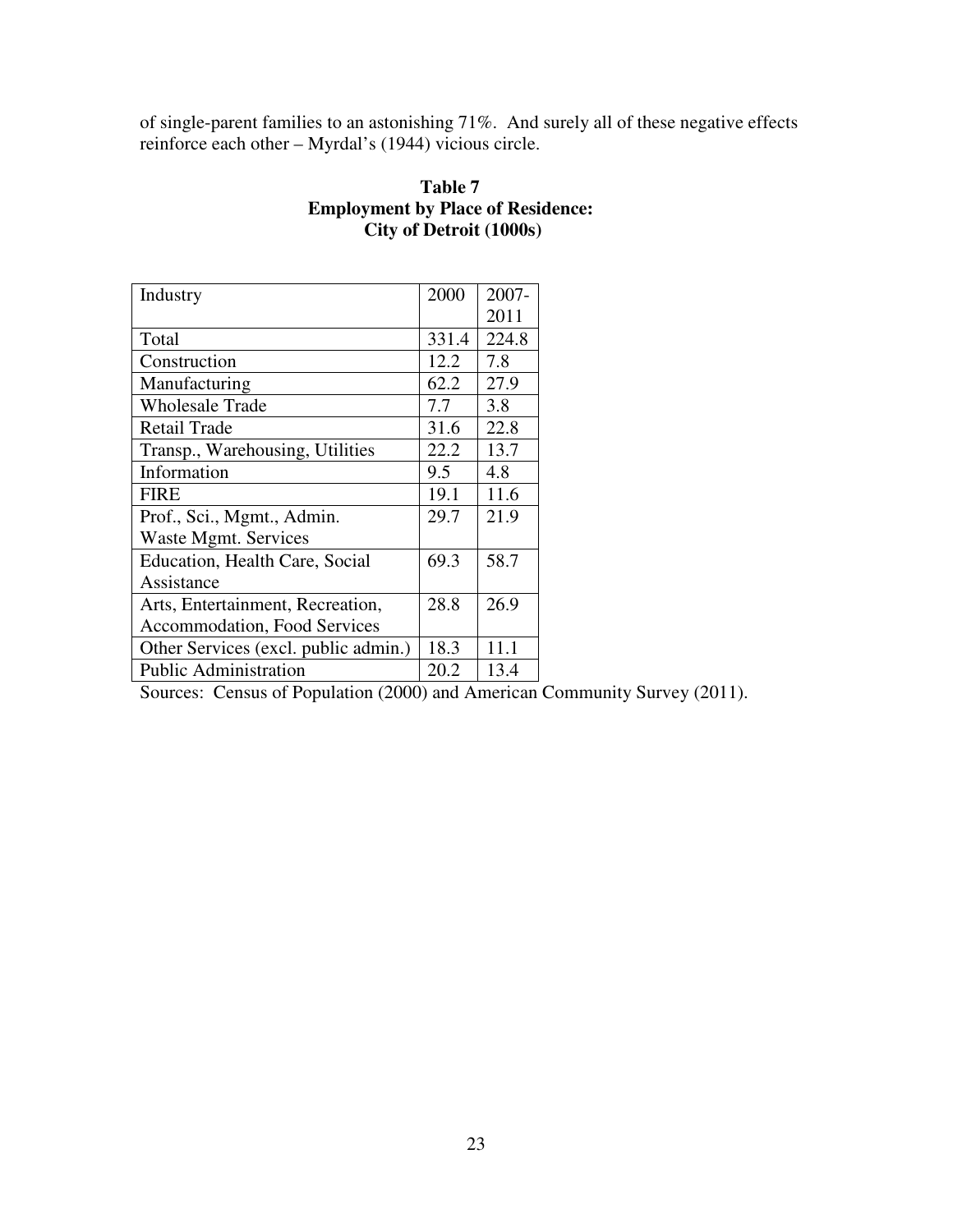of single-parent families to an astonishing 71%. And surely all of these negative effects reinforce each other – Myrdal's (1944) vicious circle.

**Table 7**
**Employment by Place of Residence:**
**City of Detroit (1000s)**

| Industry | 2000 | 2007-2011 |
|---|---|---|
| Total | 331.4 | 224.8 |
| Construction | 12.2 | 7.8 |
| Manufacturing | 62.2 | 27.9 |
| Wholesale Trade | 7.7 | 3.8 |
| Retail Trade | 31.6 | 22.8 |
| Transp., Warehousing, Utilities | 22.2 | 13.7 |
| Information | 9.5 | 4.8 |
| FIRE | 19.1 | 11.6 |
| Prof., Sci., Mgmt., Admin. Waste Mgmt. Services | 29.7 | 21.9 |
| Education, Health Care, Social Assistance | 69.3 | 58.7 |
| Arts, Entertainment, Recreation, Accommodation, Food Services | 28.8 | 26.9 |
| Other Services (excl. public admin.) | 18.3 | 11.1 |
| Public Administration | 20.2 | 13.4 |

Sources: Census of Population (2000) and American Community Survey (2011).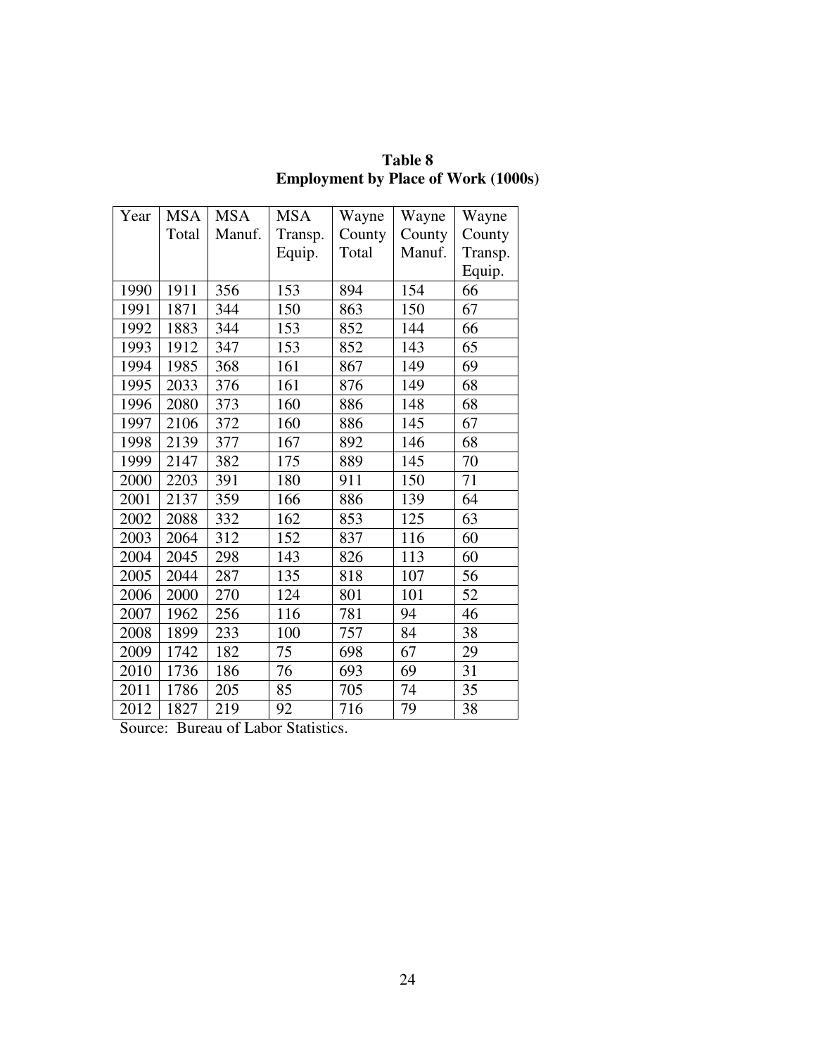**Table 8**
**Employment by Place of Work (1000s)**

| Year | MSA Total | MSA Manuf. | MSA Transp. Equip. | Wayne County Total | Wayne County Manuf. | Wayne County Transp. Equip. |
|---|---|---|---|---|---|---|
| 1990 | 1911 | 356 | 153 | 894 | 154 | 66 |
| 1991 | 1871 | 344 | 150 | 863 | 150 | 67 |
| 1992 | 1883 | 344 | 153 | 852 | 144 | 66 |
| 1993 | 1912 | 347 | 153 | 852 | 143 | 65 |
| 1994 | 1985 | 368 | 161 | 867 | 149 | 69 |
| 1995 | 2033 | 376 | 161 | 876 | 149 | 68 |
| 1996 | 2080 | 373 | 160 | 886 | 148 | 68 |
| 1997 | 2106 | 372 | 160 | 886 | 145 | 67 |
| 1998 | 2139 | 377 | 167 | 892 | 146 | 68 |
| 1999 | 2147 | 382 | 175 | 889 | 145 | 70 |
| 2000 | 2203 | 391 | 180 | 911 | 150 | 71 |
| 2001 | 2137 | 359 | 166 | 886 | 139 | 64 |
| 2002 | 2088 | 332 | 162 | 853 | 125 | 63 |
| 2003 | 2064 | 312 | 152 | 837 | 116 | 60 |
| 2004 | 2045 | 298 | 143 | 826 | 113 | 60 |
| 2005 | 2044 | 287 | 135 | 818 | 107 | 56 |
| 2006 | 2000 | 270 | 124 | 801 | 101 | 52 |
| 2007 | 1962 | 256 | 116 | 781 | 94 | 46 |
| 2008 | 1899 | 233 | 100 | 757 | 84 | 38 |
| 2009 | 1742 | 182 | 75 | 698 | 67 | 29 |
| 2010 | 1736 | 186 | 76 | 693 | 69 | 31 |
| 2011 | 1786 | 205 | 85 | 705 | 74 | 35 |
| 2012 | 1827 | 219 | 92 | 716 | 79 | 38 |

Source: Bureau of Labor Statistics.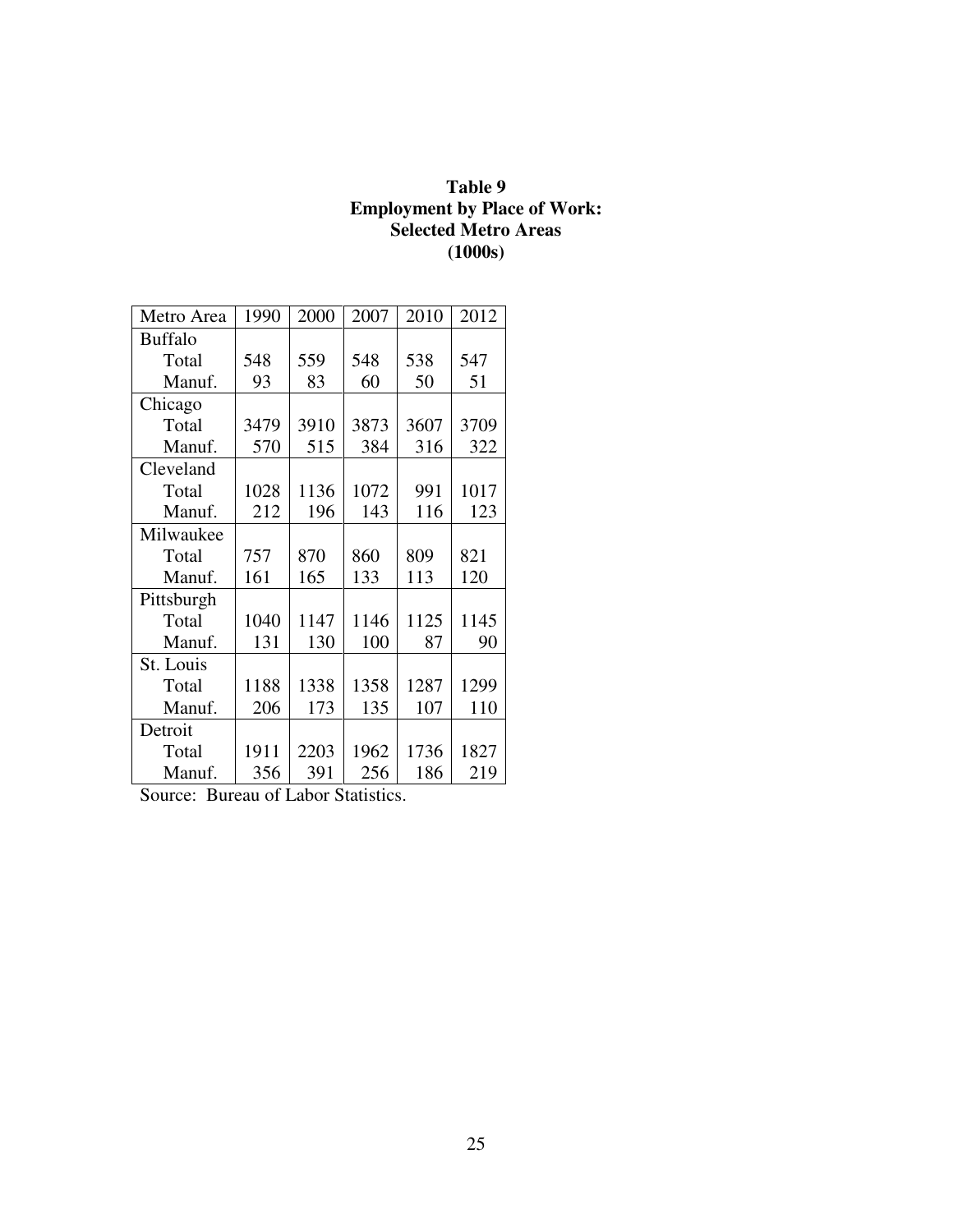**Table 9**
**Employment by Place of Work:**
**Selected Metro Areas**
**(1000s)**

| Metro Area | 1990 | 2000 | 2007 | 2010 | 2012 |
|---|---|---|---|---|---|
| Buffalo | | | | | |
| Total | 548 | 559 | 548 | 538 | 547 |
| Manuf. | 93 | 83 | 60 | 50 | 51 |
| Chicago | | | | | |
| Total | 3479 | 3910 | 3873 | 3607 | 3709 |
| Manuf. | 570 | 515 | 384 | 316 | 322 |
| Cleveland | | | | | |
| Total | 1028 | 1136 | 1072 | 991 | 1017 |
| Manuf. | 212 | 196 | 143 | 116 | 123 |
| Milwaukee | | | | | |
| Total | 757 | 870 | 860 | 809 | 821 |
| Manuf. | 161 | 165 | 133 | 113 | 120 |
| Pittsburgh | | | | | |
| Total | 1040 | 1147 | 1146 | 1125 | 1145 |
| Manuf. | 131 | 130 | 100 | 87 | 90 |
| St. Louis | | | | | |
| Total | 1188 | 1338 | 1358 | 1287 | 1299 |
| Manuf. | 206 | 173 | 135 | 107 | 110 |
| Detroit | | | | | |
| Total | 1911 | 2203 | 1962 | 1736 | 1827 |
| Manuf. | 356 | 391 | 256 | 186 | 219 |

Source: Bureau of Labor Statistics.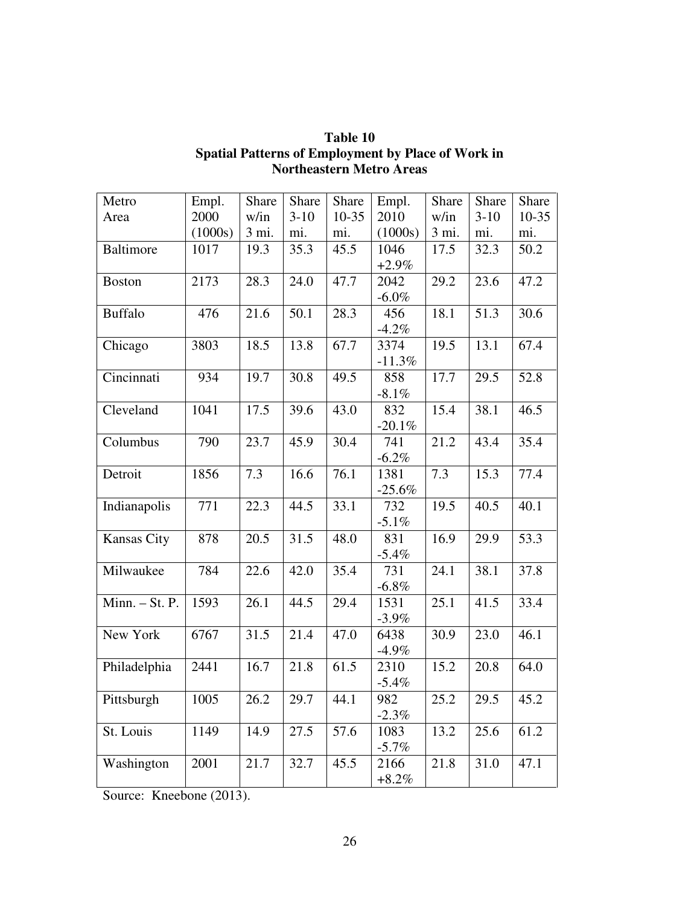**Table 10**
**Spatial Patterns of Employment by Place of Work in Northeastern Metro Areas**

| Metro Area | Empl. 2000 (1000s) | Share w/in 3 mi. | Share 3-10 mi. | Share 10-35 mi. | Empl. 2010 (1000s) | Share w/in 3 mi. | Share 3-10 mi. | Share 10-35 mi. |
|---|---|---|---|---|---|---|---|---|
| Baltimore | 1017 | 19.3 | 35.3 | 45.5 | 1046 +2.9% | 17.5 | 32.3 | 50.2 |
| Boston | 2173 | 28.3 | 24.0 | 47.7 | 2042 -6.0% | 29.2 | 23.6 | 47.2 |
| Buffalo | 476 | 21.6 | 50.1 | 28.3 | 456 -4.2% | 18.1 | 51.3 | 30.6 |
| Chicago | 3803 | 18.5 | 13.8 | 67.7 | 3374 -11.3% | 19.5 | 13.1 | 67.4 |
| Cincinnati | 934 | 19.7 | 30.8 | 49.5 | 858 -8.1% | 17.7 | 29.5 | 52.8 |
| Cleveland | 1041 | 17.5 | 39.6 | 43.0 | 832 -20.1% | 15.4 | 38.1 | 46.5 |
| Columbus | 790 | 23.7 | 45.9 | 30.4 | 741 -6.2% | 21.2 | 43.4 | 35.4 |
| Detroit | 1856 | 7.3 | 16.6 | 76.1 | 1381 -25.6% | 7.3 | 15.3 | 77.4 |
| Indianapolis | 771 | 22.3 | 44.5 | 33.1 | 732 -5.1% | 19.5 | 40.5 | 40.1 |
| Kansas City | 878 | 20.5 | 31.5 | 48.0 | 831 -5.4% | 16.9 | 29.9 | 53.3 |
| Milwaukee | 784 | 22.6 | 42.0 | 35.4 | 731 -6.8% | 24.1 | 38.1 | 37.8 |
| Minn. – St. P. | 1593 | 26.1 | 44.5 | 29.4 | 1531 -3.9% | 25.1 | 41.5 | 33.4 |
| New York | 6767 | 31.5 | 21.4 | 47.0 | 6438 -4.9% | 30.9 | 23.0 | 46.1 |
| Philadelphia | 2441 | 16.7 | 21.8 | 61.5 | 2310 -5.4% | 15.2 | 20.8 | 64.0 |
| Pittsburgh | 1005 | 26.2 | 29.7 | 44.1 | 982 -2.3% | 25.2 | 29.5 | 45.2 |
| St. Louis | 1149 | 14.9 | 27.5 | 57.6 | 1083 -5.7% | 13.2 | 25.6 | 61.2 |
| Washington | 2001 | 21.7 | 32.7 | 45.5 | 2166 +8.2% | 21.8 | 31.0 | 47.1 |

Source: Kneebone (2013).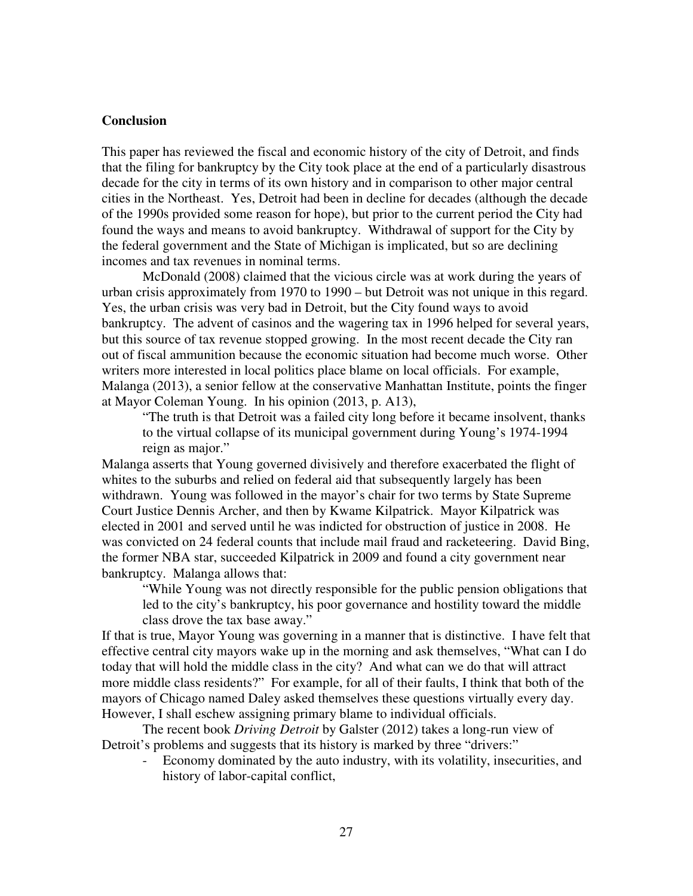## Conclusion

This paper has reviewed the fiscal and economic history of the city of Detroit, and finds that the filing for bankruptcy by the City took place at the end of a particularly disastrous decade for the city in terms of its own history and in comparison to other major central cities in the Northeast. Yes, Detroit had been in decline for decades (although the decade of the 1990s provided some reason for hope), but prior to the current period the City had found the ways and means to avoid bankruptcy. Withdrawal of support for the City by the federal government and the State of Michigan is implicated, but so are declining incomes and tax revenues in nominal terms.

McDonald (2008) claimed that the vicious circle was at work during the years of urban crisis approximately from 1970 to 1990 – but Detroit was not unique in this regard. Yes, the urban crisis was very bad in Detroit, but the City found ways to avoid bankruptcy. The advent of casinos and the wagering tax in 1996 helped for several years, but this source of tax revenue stopped growing. In the most recent decade the City ran out of fiscal ammunition because the economic situation had become much worse. Other writers more interested in local politics place blame on local officials. For example, Malanga (2013), a senior fellow at the conservative Manhattan Institute, points the finger at Mayor Coleman Young. In his opinion (2013, p. A13),

> "The truth is that Detroit was a failed city long before it became insolvent, thanks to the virtual collapse of its municipal government during Young's 1974-1994 reign as major."

Malanga asserts that Young governed divisively and therefore exacerbated the flight of whites to the suburbs and relied on federal aid that subsequently largely has been withdrawn. Young was followed in the mayor's chair for two terms by State Supreme Court Justice Dennis Archer, and then by Kwame Kilpatrick. Mayor Kilpatrick was elected in 2001 and served until he was indicted for obstruction of justice in 2008. He was convicted on 24 federal counts that include mail fraud and racketeering. David Bing, the former NBA star, succeeded Kilpatrick in 2009 and found a city government near bankruptcy. Malanga allows that:

> "While Young was not directly responsible for the public pension obligations that led to the city's bankruptcy, his poor governance and hostility toward the middle class drove the tax base away."

If that is true, Mayor Young was governing in a manner that is distinctive. I have felt that effective central city mayors wake up in the morning and ask themselves, "What can I do today that will hold the middle class in the city? And what can we do that will attract more middle class residents?" For example, for all of their faults, I think that both of the mayors of Chicago named Daley asked themselves these questions virtually every day. However, I shall eschew assigning primary blame to individual officials.

The recent book *Driving Detroit* by Galster (2012) takes a long-run view of Detroit's problems and suggests that its history is marked by three "drivers:"

- Economy dominated by the auto industry, with its volatility, insecurities, and history of labor-capital conflict,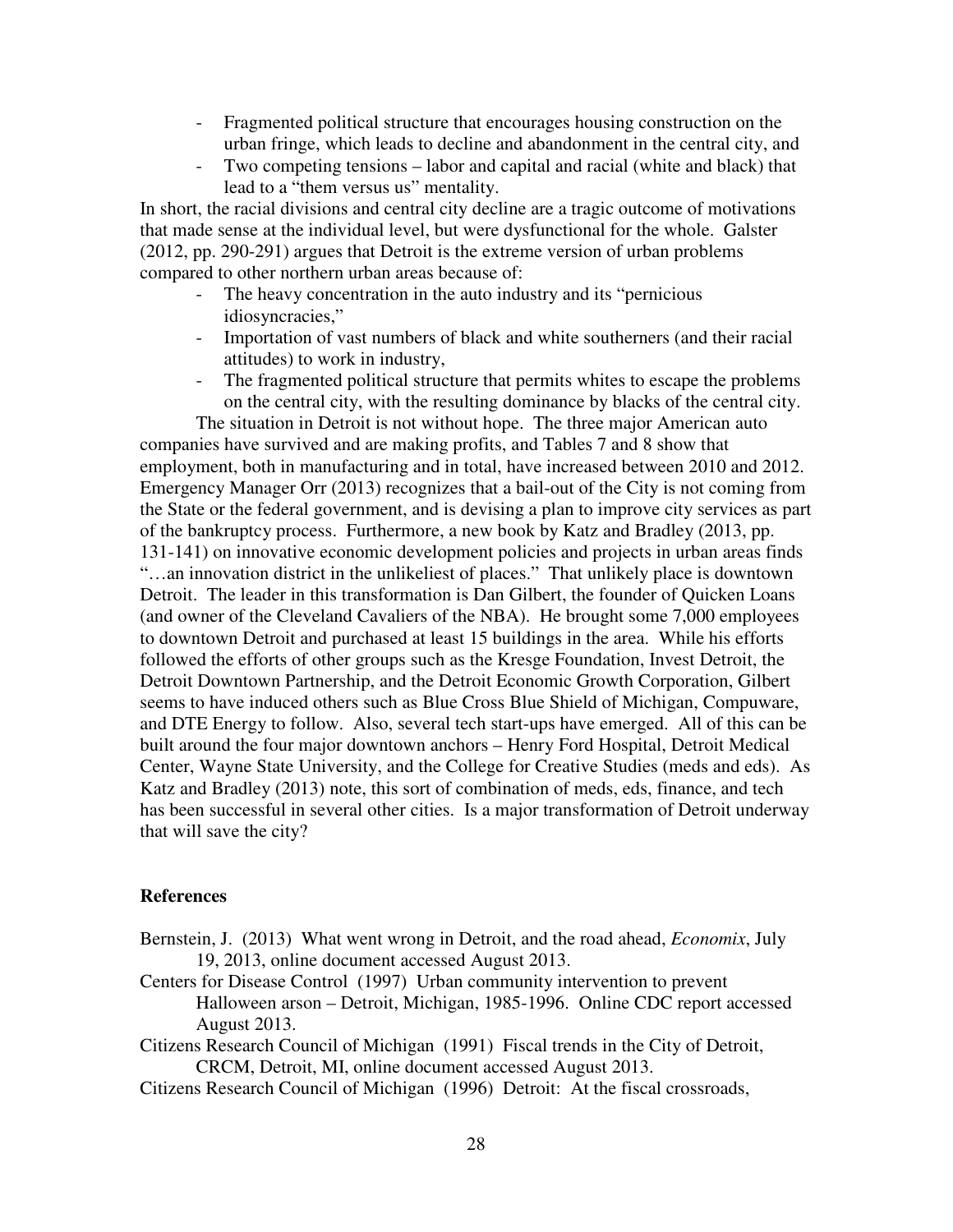- Fragmented political structure that encourages housing construction on the urban fringe, which leads to decline and abandonment in the central city, and
- Two competing tensions – labor and capital and racial (white and black) that lead to a "them versus us" mentality.

In short, the racial divisions and central city decline are a tragic outcome of motivations that made sense at the individual level, but were dysfunctional for the whole. Galster (2012, pp. 290-291) argues that Detroit is the extreme version of urban problems compared to other northern urban areas because of:

- The heavy concentration in the auto industry and its "pernicious idiosyncracies,"
- Importation of vast numbers of black and white southerners (and their racial attitudes) to work in industry,
- The fragmented political structure that permits whites to escape the problems on the central city, with the resulting dominance by blacks of the central city.

The situation in Detroit is not without hope. The three major American auto companies have survived and are making profits, and Tables 7 and 8 show that employment, both in manufacturing and in total, have increased between 2010 and 2012. Emergency Manager Orr (2013) recognizes that a bail-out of the City is not coming from the State or the federal government, and is devising a plan to improve city services as part of the bankruptcy process. Furthermore, a new book by Katz and Bradley (2013, pp. 131-141) on innovative economic development policies and projects in urban areas finds "…an innovation district in the unlikeliest of places." That unlikely place is downtown Detroit. The leader in this transformation is Dan Gilbert, the founder of Quicken Loans (and owner of the Cleveland Cavaliers of the NBA). He brought some 7,000 employees to downtown Detroit and purchased at least 15 buildings in the area. While his efforts followed the efforts of other groups such as the Kresge Foundation, Invest Detroit, the Detroit Downtown Partnership, and the Detroit Economic Growth Corporation, Gilbert seems to have induced others such as Blue Cross Blue Shield of Michigan, Compuware, and DTE Energy to follow. Also, several tech start-ups have emerged. All of this can be built around the four major downtown anchors – Henry Ford Hospital, Detroit Medical Center, Wayne State University, and the College for Creative Studies (meds and eds). As Katz and Bradley (2013) note, this sort of combination of meds, eds, finance, and tech has been successful in several other cities. Is a major transformation of Detroit underway that will save the city?

## References

Bernstein, J. (2013) What went wrong in Detroit, and the road ahead, *Economix*, July 19, 2013, online document accessed August 2013.

Centers for Disease Control (1997) Urban community intervention to prevent Halloween arson – Detroit, Michigan, 1985-1996. Online CDC report accessed August 2013.

Citizens Research Council of Michigan (1991) Fiscal trends in the City of Detroit, CRCM, Detroit, MI, online document accessed August 2013.

Citizens Research Council of Michigan (1996) Detroit: At the fiscal crossroads,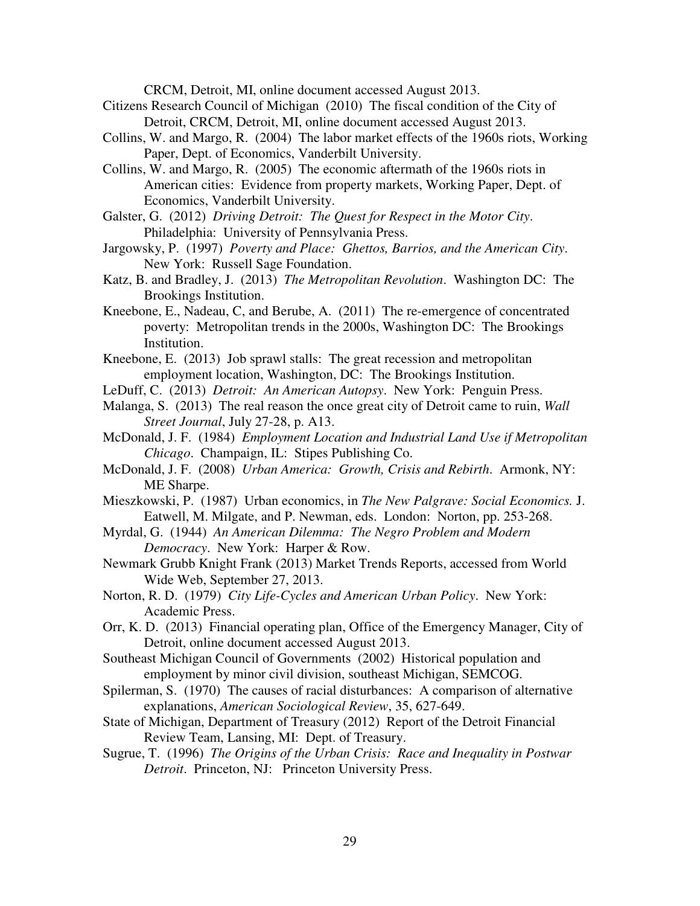CRCM, Detroit, MI, online document accessed August 2013.

Citizens Research Council of Michigan (2010) The fiscal condition of the City of Detroit, CRCM, Detroit, MI, online document accessed August 2013.

Collins, W. and Margo, R. (2004) The labor market effects of the 1960s riots, Working Paper, Dept. of Economics, Vanderbilt University.

Collins, W. and Margo, R. (2005) The economic aftermath of the 1960s riots in American cities: Evidence from property markets, Working Paper, Dept. of Economics, Vanderbilt University.

Galster, G. (2012) *Driving Detroit: The Quest for Respect in the Motor City*. Philadelphia: University of Pennsylvania Press.

Jargowsky, P. (1997) *Poverty and Place: Ghettos, Barrios, and the American City*. New York: Russell Sage Foundation.

Katz, B. and Bradley, J. (2013) *The Metropolitan Revolution*. Washington DC: The Brookings Institution.

Kneebone, E., Nadeau, C, and Berube, A. (2011) The re-emergence of concentrated poverty: Metropolitan trends in the 2000s, Washington DC: The Brookings Institution.

Kneebone, E. (2013) Job sprawl stalls: The great recession and metropolitan employment location, Washington, DC: The Brookings Institution.

LeDuff, C. (2013) *Detroit: An American Autopsy*. New York: Penguin Press.

Malanga, S. (2013) The real reason the once great city of Detroit came to ruin, *Wall Street Journal*, July 27-28, p. A13.

McDonald, J. F. (1984) *Employment Location and Industrial Land Use if Metropolitan Chicago*. Champaign, IL: Stipes Publishing Co.

McDonald, J. F. (2008) *Urban America: Growth, Crisis and Rebirth*. Armonk, NY: ME Sharpe.

Mieszkowski, P. (1987) Urban economics, in *The New Palgrave: Social Economics.* J. Eatwell, M. Milgate, and P. Newman, eds. London: Norton, pp. 253-268.

Myrdal, G. (1944) *An American Dilemma: The Negro Problem and Modern Democracy*. New York: Harper & Row.

Newmark Grubb Knight Frank (2013) Market Trends Reports, accessed from World Wide Web, September 27, 2013.

Norton, R. D. (1979) *City Life-Cycles and American Urban Policy*. New York: Academic Press.

Orr, K. D. (2013) Financial operating plan, Office of the Emergency Manager, City of Detroit, online document accessed August 2013.

Southeast Michigan Council of Governments (2002) Historical population and employment by minor civil division, southeast Michigan, SEMCOG.

Spilerman, S. (1970) The causes of racial disturbances: A comparison of alternative explanations, *American Sociological Review*, 35, 627-649.

State of Michigan, Department of Treasury (2012) Report of the Detroit Financial Review Team, Lansing, MI: Dept. of Treasury.

Sugrue, T. (1996) *The Origins of the Urban Crisis: Race and Inequality in Postwar Detroit*. Princeton, NJ: Princeton University Press.